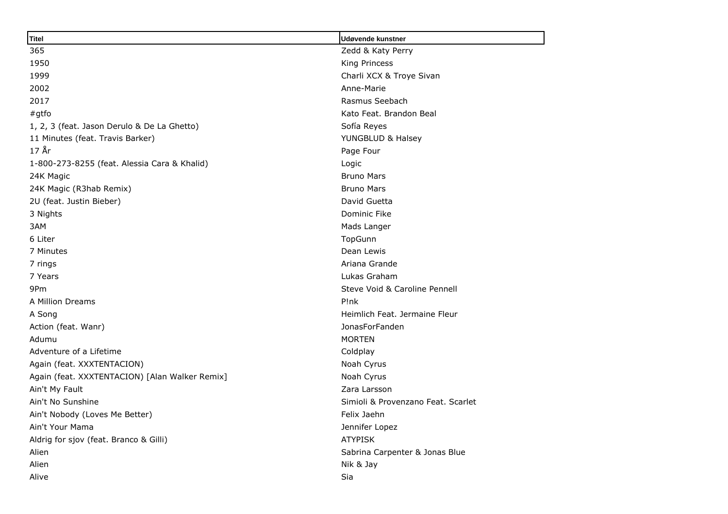| Titel | Udøvende kunstner |
| --- | --- |
| 365 | Zedd & Katy Perry |
| 1950 | King Princess |
| 1999 | Charli XCX & Troye Sivan |
| 2002 | Anne-Marie |
| 2017 | Rasmus Seebach |
| #gtfo | Kato Feat. Brandon Beal |
| 1, 2, 3 (feat. Jason Derulo & De La Ghetto) | Sofía Reyes |
| 11 Minutes (feat. Travis Barker) | YUNGBLUD & Halsey |
| 17 År | Page Four |
| 1-800-273-8255 (feat. Alessia Cara & Khalid) | Logic |
| 24K Magic | Bruno Mars |
| 24K Magic (R3hab Remix) | Bruno Mars |
| 2U (feat. Justin Bieber) | David Guetta |
| 3 Nights | Dominic Fike |
| 3AM | Mads Langer |
| 6 Liter | TopGunn |
| 7 Minutes | Dean Lewis |
| 7 rings | Ariana Grande |
| 7 Years | Lukas Graham |
| 9Pm | Steve Void & Caroline Pennell |
| A Million Dreams | P!nk |
| A Song | Heimlich Feat. Jermaine Fleur |
| Action (feat. Wanr) | JonasForFanden |
| Adumu | MORTEN |
| Adventure of a Lifetime | Coldplay |
| Again (feat. XXXTENTACION) | Noah Cyrus |
| Again (feat. XXXTENTACION) [Alan Walker Remix] | Noah Cyrus |
| Ain't My Fault | Zara Larsson |
| Ain't No Sunshine | Simioli & Provenzano Feat. Scarlet |
| Ain't Nobody (Loves Me Better) | Felix Jaehn |
| Ain't Your Mama | Jennifer Lopez |
| Aldrig for sjov (feat. Branco & Gilli) | ATYPISK |
| Alien | Sabrina Carpenter & Jonas Blue |
| Alien | Nik & Jay |
| Alive | Sia |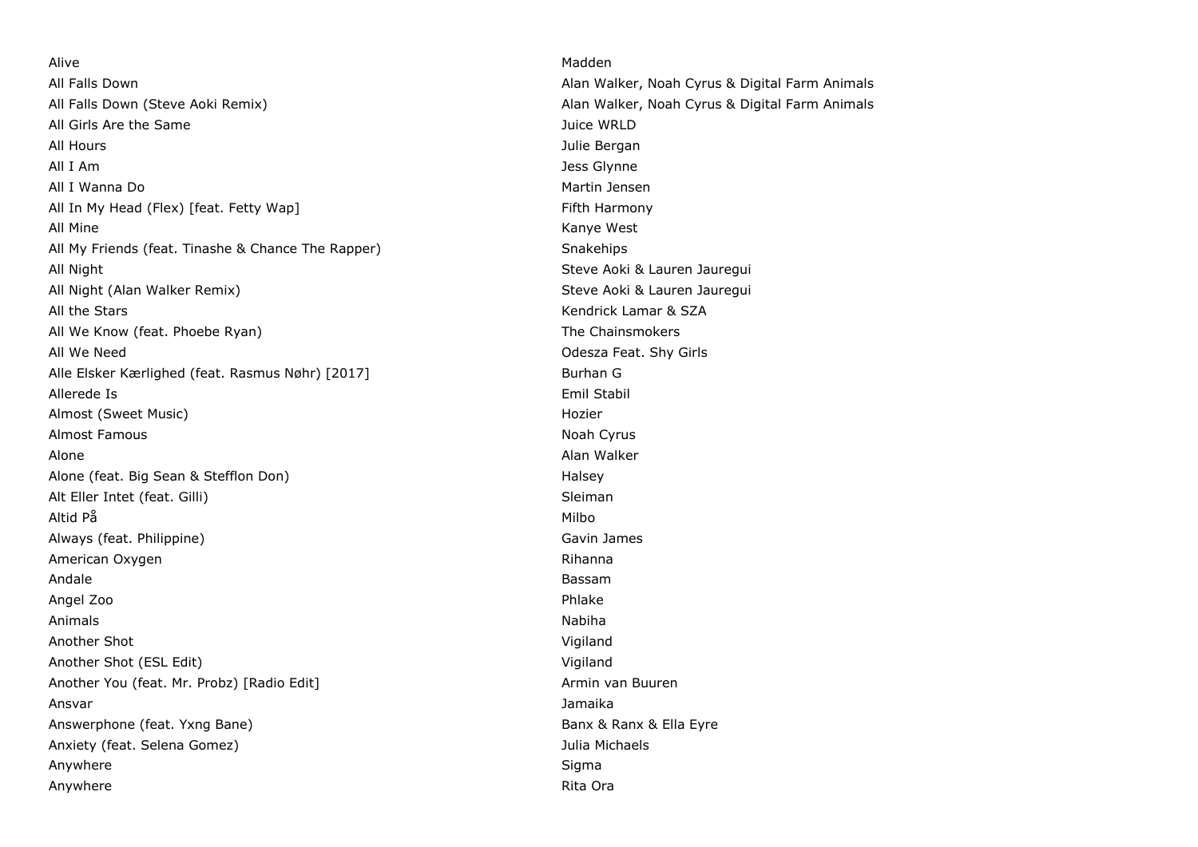| | |
|---|---|
| Alive | Madden |
| All Falls Down | Alan Walker, Noah Cyrus & Digital Farm Animals |
| All Falls Down (Steve Aoki Remix) | Alan Walker, Noah Cyrus & Digital Farm Animals |
| All Girls Are the Same | Juice WRLD |
| All Hours | Julie Bergan |
| All I Am | Jess Glynne |
| All I Wanna Do | Martin Jensen |
| All In My Head (Flex) [feat. Fetty Wap] | Fifth Harmony |
| All Mine | Kanye West |
| All My Friends (feat. Tinashe & Chance The Rapper) | Snakehips |
| All Night | Steve Aoki & Lauren Jauregui |
| All Night (Alan Walker Remix) | Steve Aoki & Lauren Jauregui |
| All the Stars | Kendrick Lamar & SZA |
| All We Know (feat. Phoebe Ryan) | The Chainsmokers |
| All We Need | Odesza Feat. Shy Girls |
| Alle Elsker Kærlighed (feat. Rasmus Nøhr) [2017] | Burhan G |
| Allerede Is | Emil Stabil |
| Almost (Sweet Music) | Hozier |
| Almost Famous | Noah Cyrus |
| Alone | Alan Walker |
| Alone (feat. Big Sean & Stefflon Don) | Halsey |
| Alt Eller Intet (feat. Gilli) | Sleiman |
| Altid På | Milbo |
| Always (feat. Philippine) | Gavin James |
| American Oxygen | Rihanna |
| Andale | Bassam |
| Angel Zoo | Phlake |
| Animals | Nabiha |
| Another Shot | Vigiland |
| Another Shot (ESL Edit) | Vigiland |
| Another You (feat. Mr. Probz) [Radio Edit] | Armin van Buuren |
| Ansvar | Jamaika |
| Answerphone (feat. Yxng Bane) | Banx & Ranx & Ella Eyre |
| Anxiety (feat. Selena Gomez) | Julia Michaels |
| Anywhere | Sigma |
| Anywhere | Rita Ora |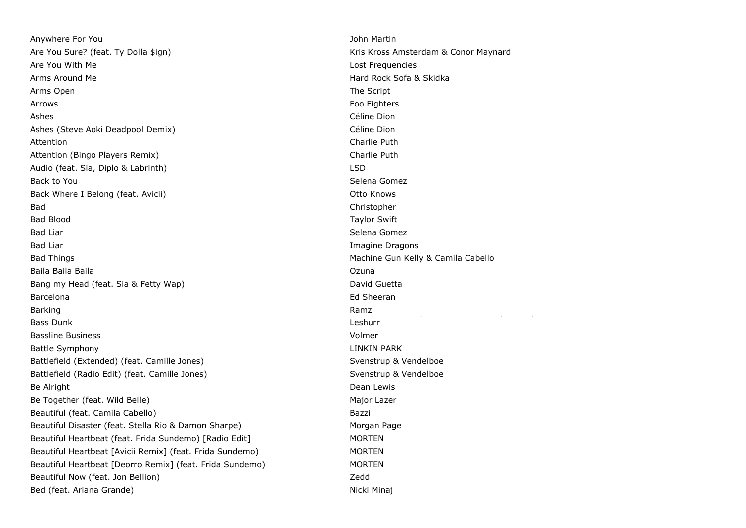| | |
|---|---|
| Anywhere For You | John Martin |
| Are You Sure? (feat. Ty Dolla $ign) | Kris Kross Amsterdam & Conor Maynard |
| Are You With Me | Lost Frequencies |
| Arms Around Me | Hard Rock Sofa & Skidka |
| Arms Open | The Script |
| Arrows | Foo Fighters |
| Ashes | Céline Dion |
| Ashes (Steve Aoki Deadpool Demix) | Céline Dion |
| Attention | Charlie Puth |
| Attention (Bingo Players Remix) | Charlie Puth |
| Audio (feat. Sia, Diplo & Labrinth) | LSD |
| Back to You | Selena Gomez |
| Back Where I Belong (feat. Avicii) | Otto Knows |
| Bad | Christopher |
| Bad Blood | Taylor Swift |
| Bad Liar | Selena Gomez |
| Bad Liar | Imagine Dragons |
| Bad Things | Machine Gun Kelly & Camila Cabello |
| Baila Baila Baila | Ozuna |
| Bang my Head (feat. Sia & Fetty Wap) | David Guetta |
| Barcelona | Ed Sheeran |
| Barking | Ramz |
| Bass Dunk | Leshurr |
| Bassline Business | Volmer |
| Battle Symphony | LINKIN PARK |
| Battlefield (Extended) (feat. Camille Jones) | Svenstrup & Vendelboe |
| Battlefield (Radio Edit) (feat. Camille Jones) | Svenstrup & Vendelboe |
| Be Alright | Dean Lewis |
| Be Together (feat. Wild Belle) | Major Lazer |
| Beautiful (feat. Camila Cabello) | Bazzi |
| Beautiful Disaster (feat. Stella Rio & Damon Sharpe) | Morgan Page |
| Beautiful Heartbeat (feat. Frida Sundemo) [Radio Edit] | MORTEN |
| Beautiful Heartbeat [Avicii Remix] (feat. Frida Sundemo) | MORTEN |
| Beautiful Heartbeat [Deorro Remix] (feat. Frida Sundemo) | MORTEN |
| Beautiful Now (feat. Jon Bellion) | Zedd |
| Bed (feat. Ariana Grande) | Nicki Minaj |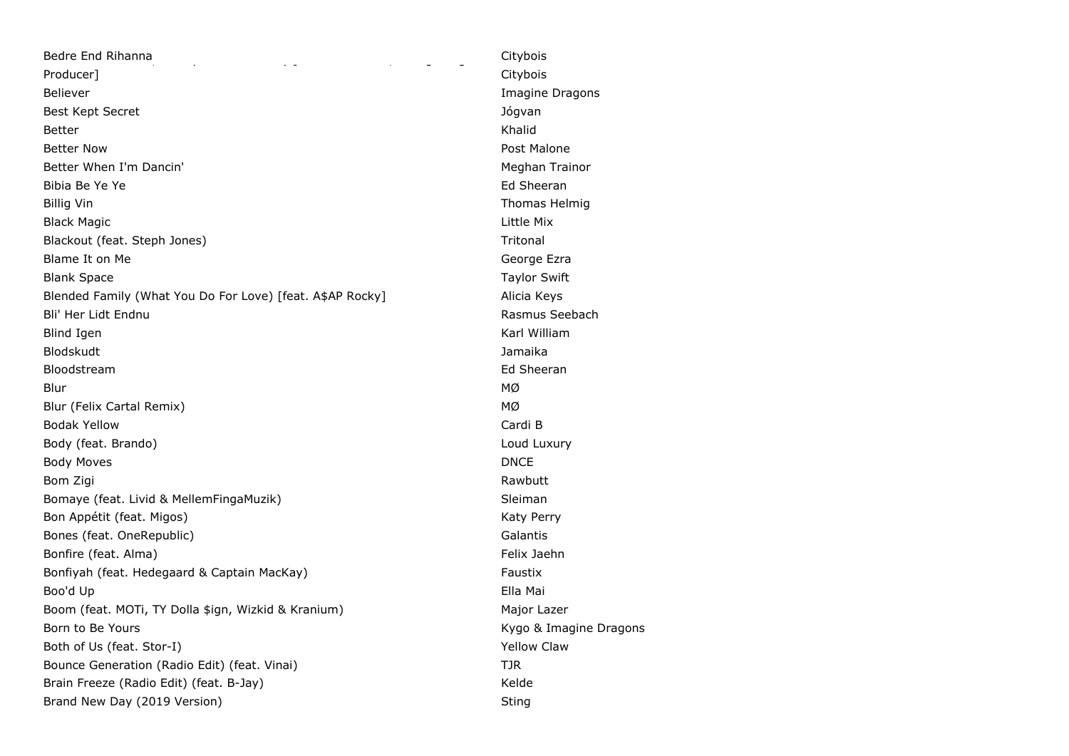| | |
|---|---|
| Bedre End Rihanna | Citybois |
| Producer] | Citybois |
| Believer | Imagine Dragons |
| Best Kept Secret | Jógvan |
| Better | Khalid |
| Better Now | Post Malone |
| Better When I'm Dancin' | Meghan Trainor |
| Bibia Be Ye Ye | Ed Sheeran |
| Billig Vin | Thomas Helmig |
| Black Magic | Little Mix |
| Blackout (feat. Steph Jones) | Tritonal |
| Blame It on Me | George Ezra |
| Blank Space | Taylor Swift |
| Blended Family (What You Do For Love) [feat. A$AP Rocky] | Alicia Keys |
| Bli' Her Lidt Endnu | Rasmus Seebach |
| Blind Igen | Karl William |
| Blodskudt | Jamaika |
| Bloodstream | Ed Sheeran |
| Blur | MØ |
| Blur (Felix Cartal Remix) | MØ |
| Bodak Yellow | Cardi B |
| Body (feat. Brando) | Loud Luxury |
| Body Moves | DNCE |
| Bom Zigi | Rawbutt |
| Bomaye (feat. Livid & MellemFingaMuzik) | Sleiman |
| Bon Appétit (feat. Migos) | Katy Perry |
| Bones (feat. OneRepublic) | Galantis |
| Bonfire (feat. Alma) | Felix Jaehn |
| Bonfiyah (feat. Hedegaard & Captain MacKay) | Faustix |
| Boo'd Up | Ella Mai |
| Boom (feat. MOTi, TY Dolla $ign, Wizkid & Kranium) | Major Lazer |
| Born to Be Yours | Kygo & Imagine Dragons |
| Both of Us (feat. Stor-I) | Yellow Claw |
| Bounce Generation (Radio Edit) (feat. Vinai) | TJR |
| Brain Freeze (Radio Edit) (feat. B-Jay) | Kelde |
| Brand New Day (2019 Version) | Sting |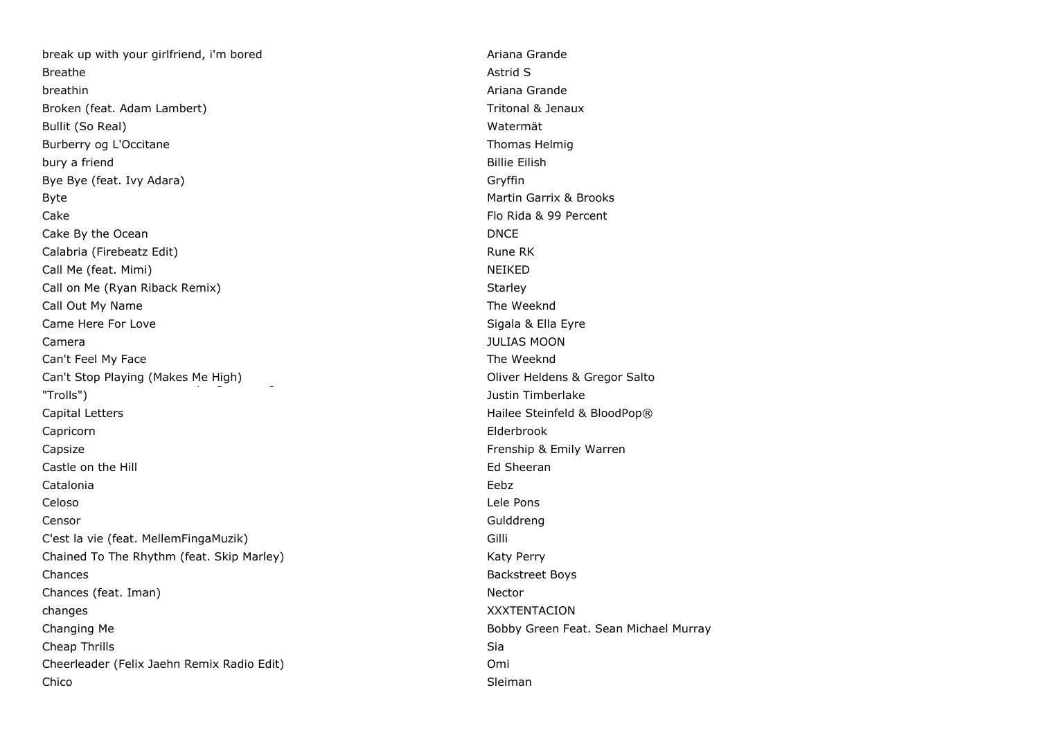| | |
|---|---|
| break up with your girlfriend, i'm bored | Ariana Grande |
| Breathe | Astrid S |
| breathin | Ariana Grande |
| Broken (feat. Adam Lambert) | Tritonal & Jenaux |
| Bullit (So Real) | Watermät |
| Burberry og L'Occitane | Thomas Helmig |
| bury a friend | Billie Eilish |
| Bye Bye (feat. Ivy Adara) | Gryffin |
| Byte | Martin Garrix & Brooks |
| Cake | Flo Rida & 99 Percent |
| Cake By the Ocean | DNCE |
| Calabria (Firebeatz Edit) | Rune RK |
| Call Me (feat. Mimi) | NEIKED |
| Call on Me (Ryan Riback Remix) | Starley |
| Call Out My Name | The Weeknd |
| Came Here For Love | Sigala & Ella Eyre |
| Camera | JULIAS MOON |
| Can't Feel My Face | The Weeknd |
| Can't Stop Playing (Makes Me High) | Oliver Heldens & Gregor Salto |
| "Trolls") | Justin Timberlake |
| Capital Letters | Hailee Steinfeld & BloodPop® |
| Capricorn | Elderbrook |
| Capsize | Frenship & Emily Warren |
| Castle on the Hill | Ed Sheeran |
| Catalonia | Eebz |
| Celoso | Lele Pons |
| Censor | Gulddreng |
| C'est la vie (feat. MellemFingaMuzik) | Gilli |
| Chained To The Rhythm (feat. Skip Marley) | Katy Perry |
| Chances | Backstreet Boys |
| Chances (feat. Iman) | Nector |
| changes | XXXTENTACION |
| Changing Me | Bobby Green Feat. Sean Michael Murray |
| Cheap Thrills | Sia |
| Cheerleader (Felix Jaehn Remix Radio Edit) | Omi |
| Chico | Sleiman |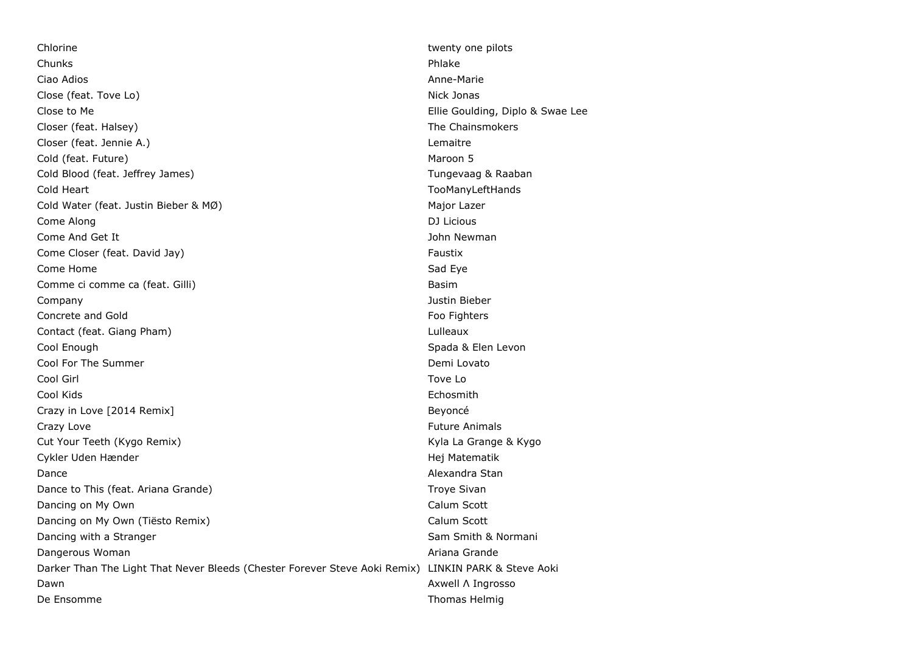| | |
|---|---|
| Chlorine | twenty one pilots |
| Chunks | Phlake |
| Ciao Adios | Anne-Marie |
| Close (feat. Tove Lo) | Nick Jonas |
| Close to Me | Ellie Goulding, Diplo & Swae Lee |
| Closer (feat. Halsey) | The Chainsmokers |
| Closer (feat. Jennie A.) | Lemaitre |
| Cold (feat. Future) | Maroon 5 |
| Cold Blood (feat. Jeffrey James) | Tungevaag & Raaban |
| Cold Heart | TooManyLeftHands |
| Cold Water (feat. Justin Bieber & MØ) | Major Lazer |
| Come Along | DJ Licious |
| Come And Get It | John Newman |
| Come Closer (feat. David Jay) | Faustix |
| Come Home | Sad Eye |
| Comme ci comme ca (feat. Gilli) | Basim |
| Company | Justin Bieber |
| Concrete and Gold | Foo Fighters |
| Contact (feat. Giang Pham) | Lulleaux |
| Cool Enough | Spada & Elen Levon |
| Cool For The Summer | Demi Lovato |
| Cool Girl | Tove Lo |
| Cool Kids | Echosmith |
| Crazy in Love [2014 Remix] | Beyoncé |
| Crazy Love | Future Animals |
| Cut Your Teeth (Kygo Remix) | Kyla La Grange & Kygo |
| Cykler Uden Hænder | Hej Matematik |
| Dance | Alexandra Stan |
| Dance to This (feat. Ariana Grande) | Troye Sivan |
| Dancing on My Own | Calum Scott |
| Dancing on My Own (Tiësto Remix) | Calum Scott |
| Dancing with a Stranger | Sam Smith & Normani |
| Dangerous Woman | Ariana Grande |
| Darker Than The Light That Never Bleeds (Chester Forever Steve Aoki Remix) | LINKIN PARK & Steve Aoki |
| Dawn | Axwell Λ Ingrosso |
| De Ensomme | Thomas Helmig |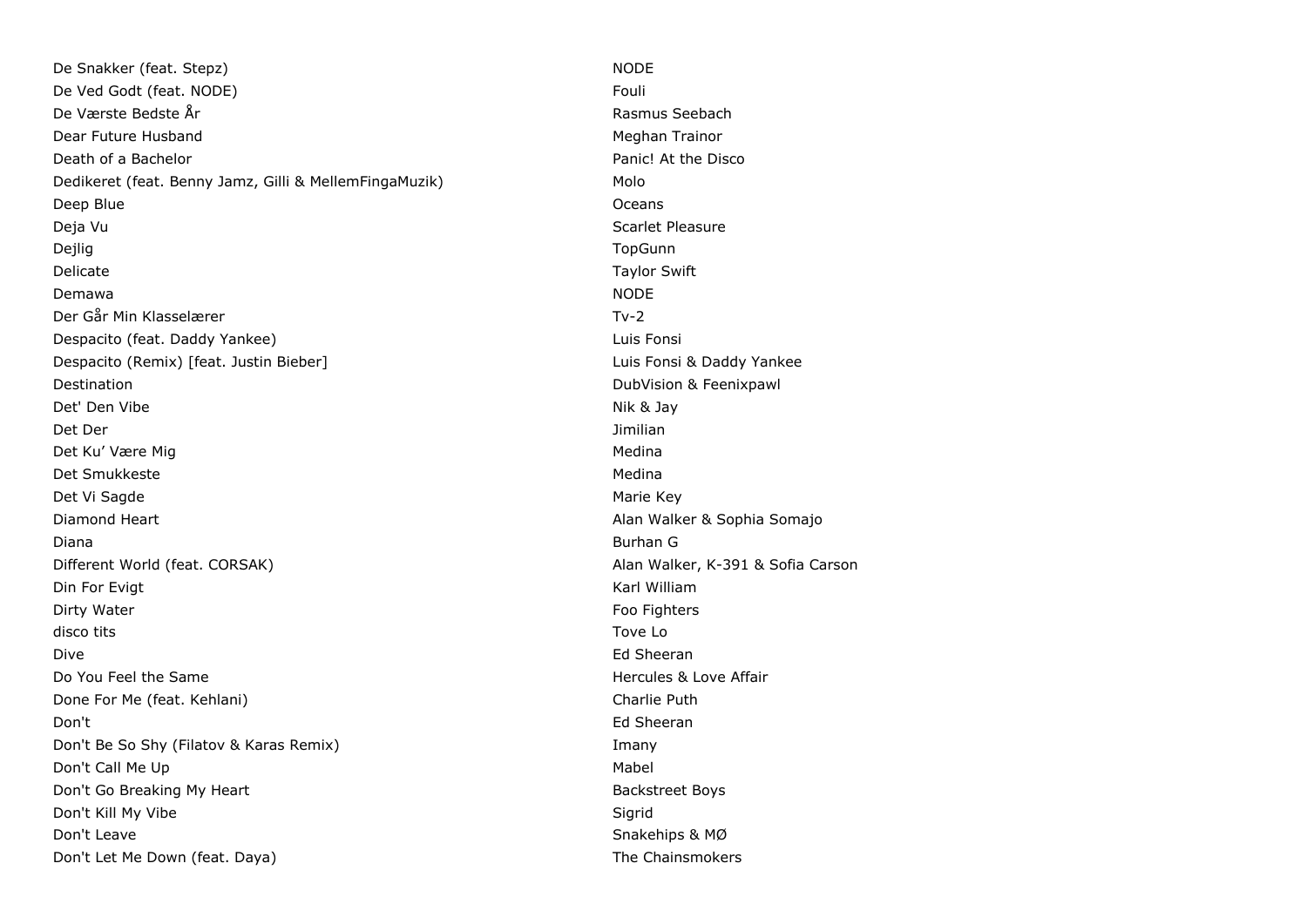| | |
|---|---|
| De Snakker (feat. Stepz) | NODE |
| De Ved Godt (feat. NODE) | Fouli |
| De Værste Bedste År | Rasmus Seebach |
| Dear Future Husband | Meghan Trainor |
| Death of a Bachelor | Panic! At the Disco |
| Dedikeret (feat. Benny Jamz, Gilli & MellemFingaMuzik) | Molo |
| Deep Blue | Oceans |
| Deja Vu | Scarlet Pleasure |
| Dejlig | TopGunn |
| Delicate | Taylor Swift |
| Demawa | NODE |
| Der Går Min Klasselærer | Tv-2 |
| Despacito (feat. Daddy Yankee) | Luis Fonsi |
| Despacito (Remix) [feat. Justin Bieber] | Luis Fonsi & Daddy Yankee |
| Destination | DubVision & Feenixpawl |
| Det' Den Vibe | Nik & Jay |
| Det Der | Jimilian |
| Det Ku' Være Mig | Medina |
| Det Smukkeste | Medina |
| Det Vi Sagde | Marie Key |
| Diamond Heart | Alan Walker & Sophia Somajo |
| Diana | Burhan G |
| Different World (feat. CORSAK) | Alan Walker, K-391 & Sofia Carson |
| Din For Evigt | Karl William |
| Dirty Water | Foo Fighters |
| disco tits | Tove Lo |
| Dive | Ed Sheeran |
| Do You Feel the Same | Hercules & Love Affair |
| Done For Me (feat. Kehlani) | Charlie Puth |
| Don't | Ed Sheeran |
| Don't Be So Shy (Filatov & Karas Remix) | Imany |
| Don't Call Me Up | Mabel |
| Don't Go Breaking My Heart | Backstreet Boys |
| Don't Kill My Vibe | Sigrid |
| Don't Leave | Snakehips & MØ |
| Don't Let Me Down (feat. Daya) | The Chainsmokers |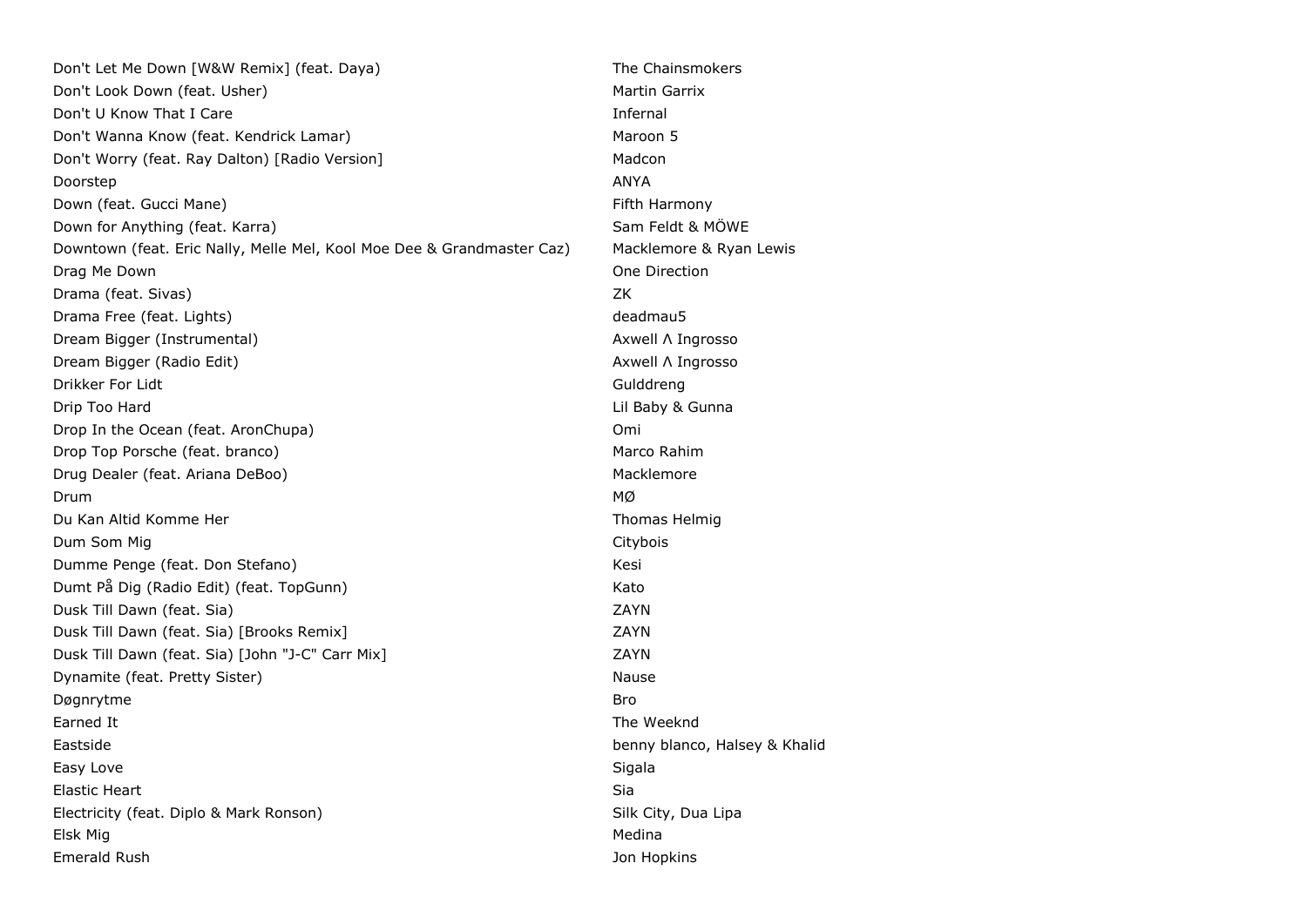| | |
|---|---|
| Don't Let Me Down [W&W Remix] (feat. Daya) | The Chainsmokers |
| Don't Look Down (feat. Usher) | Martin Garrix |
| Don't U Know That I Care | Infernal |
| Don't Wanna Know (feat. Kendrick Lamar) | Maroon 5 |
| Don't Worry (feat. Ray Dalton) [Radio Version] | Madcon |
| Doorstep | ANYA |
| Down (feat. Gucci Mane) | Fifth Harmony |
| Down for Anything (feat. Karra) | Sam Feldt & MÖWE |
| Downtown (feat. Eric Nally, Melle Mel, Kool Moe Dee & Grandmaster Caz) | Macklemore & Ryan Lewis |
| Drag Me Down | One Direction |
| Drama (feat. Sivas) | ZK |
| Drama Free (feat. Lights) | deadmau5 |
| Dream Bigger (Instrumental) | Axwell Λ Ingrosso |
| Dream Bigger (Radio Edit) | Axwell Λ Ingrosso |
| Drikker For Lidt | Gulddreng |
| Drip Too Hard | Lil Baby & Gunna |
| Drop In the Ocean (feat. AronChupa) | Omi |
| Drop Top Porsche (feat. branco) | Marco Rahim |
| Drug Dealer (feat. Ariana DeBoo) | Macklemore |
| Drum | MØ |
| Du Kan Altid Komme Her | Thomas Helmig |
| Dum Som Mig | Citybois |
| Dumme Penge (feat. Don Stefano) | Kesi |
| Dumt På Dig (Radio Edit) (feat. TopGunn) | Kato |
| Dusk Till Dawn (feat. Sia) | ZAYN |
| Dusk Till Dawn (feat. Sia) [Brooks Remix] | ZAYN |
| Dusk Till Dawn (feat. Sia) [John "J-C" Carr Mix] | ZAYN |
| Dynamite (feat. Pretty Sister) | Nause |
| Døgnrytme | Bro |
| Earned It | The Weeknd |
| Eastside | benny blanco, Halsey & Khalid |
| Easy Love | Sigala |
| Elastic Heart | Sia |
| Electricity (feat. Diplo & Mark Ronson) | Silk City, Dua Lipa |
| Elsk Mig | Medina |
| Emerald Rush | Jon Hopkins |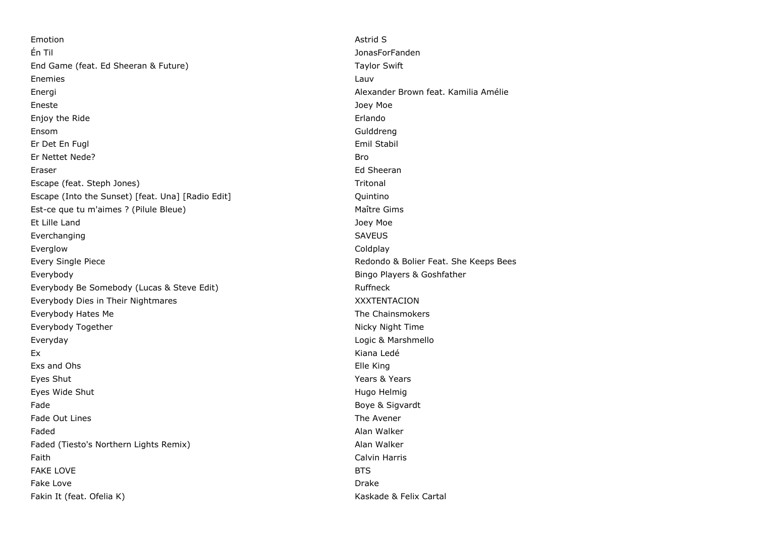| | |
|---|---|
| Emotion | Astrid S |
| Én Til | JonasForFanden |
| End Game (feat. Ed Sheeran & Future) | Taylor Swift |
| Enemies | Lauv |
| Energi | Alexander Brown feat. Kamilia Amélie |
| Eneste | Joey Moe |
| Enjoy the Ride | Erlando |
| Ensom | Gulddreng |
| Er Det En Fugl | Emil Stabil |
| Er Nettet Nede? | Bro |
| Eraser | Ed Sheeran |
| Escape (feat. Steph Jones) | Tritonal |
| Escape (Into the Sunset) [feat. Una] [Radio Edit] | Quintino |
| Est-ce que tu m'aimes ? (Pilule Bleue) | Maître Gims |
| Et Lille Land | Joey Moe |
| Everchanging | SAVEUS |
| Everglow | Coldplay |
| Every Single Piece | Redondo & Bolier Feat. She Keeps Bees |
| Everybody | Bingo Players & Goshfather |
| Everybody Be Somebody (Lucas & Steve Edit) | Ruffneck |
| Everybody Dies in Their Nightmares | XXXTENTACION |
| Everybody Hates Me | The Chainsmokers |
| Everybody Together | Nicky Night Time |
| Everyday | Logic & Marshmello |
| Ex | Kiana Ledé |
| Exs and Ohs | Elle King |
| Eyes Shut | Years & Years |
| Eyes Wide Shut | Hugo Helmig |
| Fade | Boye & Sigvardt |
| Fade Out Lines | The Avener |
| Faded | Alan Walker |
| Faded (Tiesto's Northern Lights Remix) | Alan Walker |
| Faith | Calvin Harris |
| FAKE LOVE | BTS |
| Fake Love | Drake |
| Fakin It (feat. Ofelia K) | Kaskade & Felix Cartal |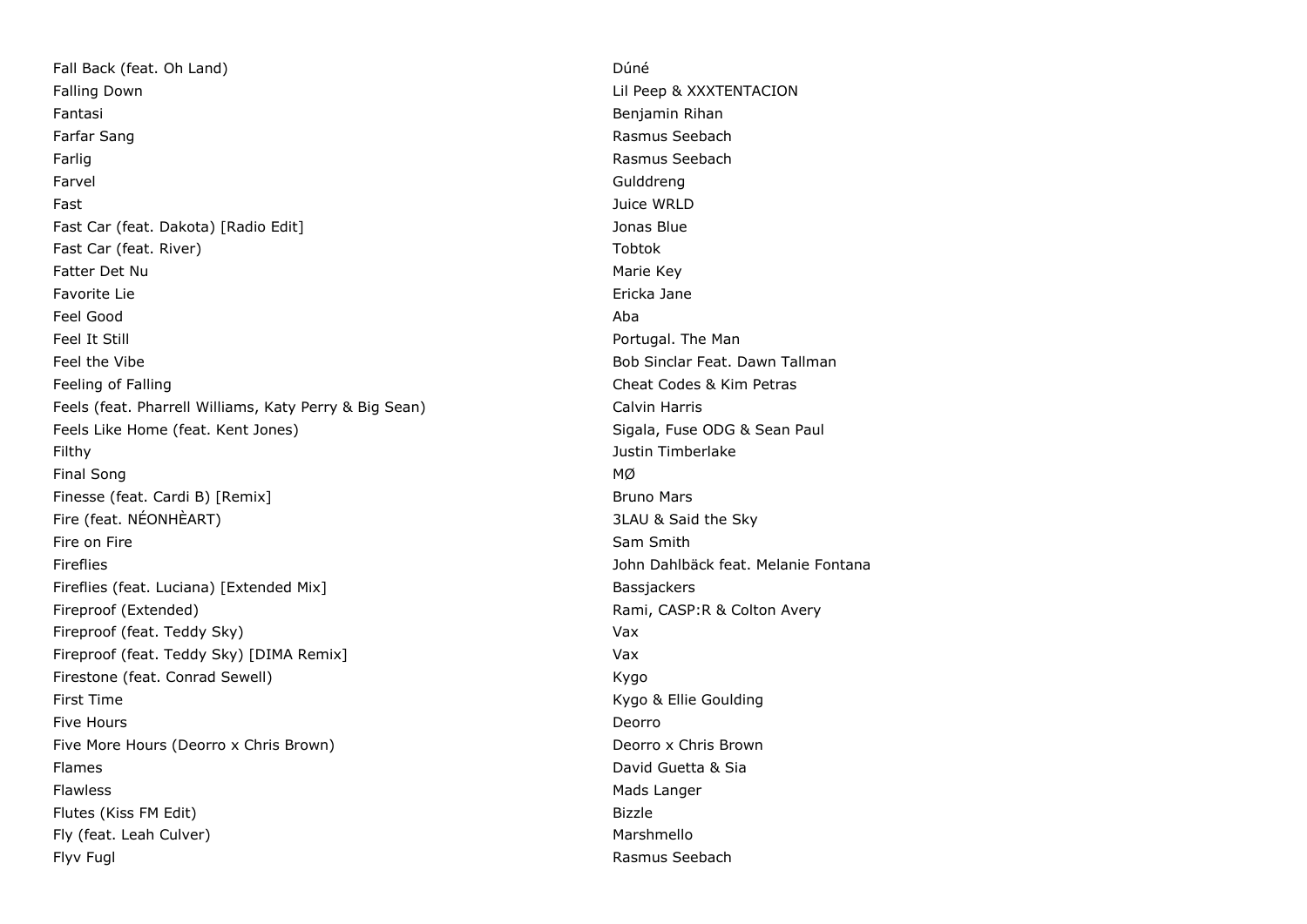| | |
|---|---|
| Fall Back (feat. Oh Land) | Dúné |
| Falling Down | Lil Peep & XXXTENTACION |
| Fantasi | Benjamin Rihan |
| Farfar Sang | Rasmus Seebach |
| Farlig | Rasmus Seebach |
| Farvel | Gulddreng |
| Fast | Juice WRLD |
| Fast Car (feat. Dakota) [Radio Edit] | Jonas Blue |
| Fast Car (feat. River) | Tobtok |
| Fatter Det Nu | Marie Key |
| Favorite Lie | Ericka Jane |
| Feel Good | Aba |
| Feel It Still | Portugal. The Man |
| Feel the Vibe | Bob Sinclar Feat. Dawn Tallman |
| Feeling of Falling | Cheat Codes & Kim Petras |
| Feels (feat. Pharrell Williams, Katy Perry & Big Sean) | Calvin Harris |
| Feels Like Home (feat. Kent Jones) | Sigala, Fuse ODG & Sean Paul |
| Filthy | Justin Timberlake |
| Final Song | MØ |
| Finesse (feat. Cardi B) [Remix] | Bruno Mars |
| Fire (feat. NÉONHÈART) | 3LAU & Said the Sky |
| Fire on Fire | Sam Smith |
| Fireflies | John Dahlbäck feat. Melanie Fontana |
| Fireflies (feat. Luciana) [Extended Mix] | Bassjackers |
| Fireproof (Extended) | Rami, CASP:R & Colton Avery |
| Fireproof (feat. Teddy Sky) | Vax |
| Fireproof (feat. Teddy Sky) [DIMA Remix] | Vax |
| Firestone (feat. Conrad Sewell) | Kygo |
| First Time | Kygo & Ellie Goulding |
| Five Hours | Deorro |
| Five More Hours (Deorro x Chris Brown) | Deorro x Chris Brown |
| Flames | David Guetta & Sia |
| Flawless | Mads Langer |
| Flutes (Kiss FM Edit) | Bizzle |
| Fly (feat. Leah Culver) | Marshmello |
| Flyv Fugl | Rasmus Seebach |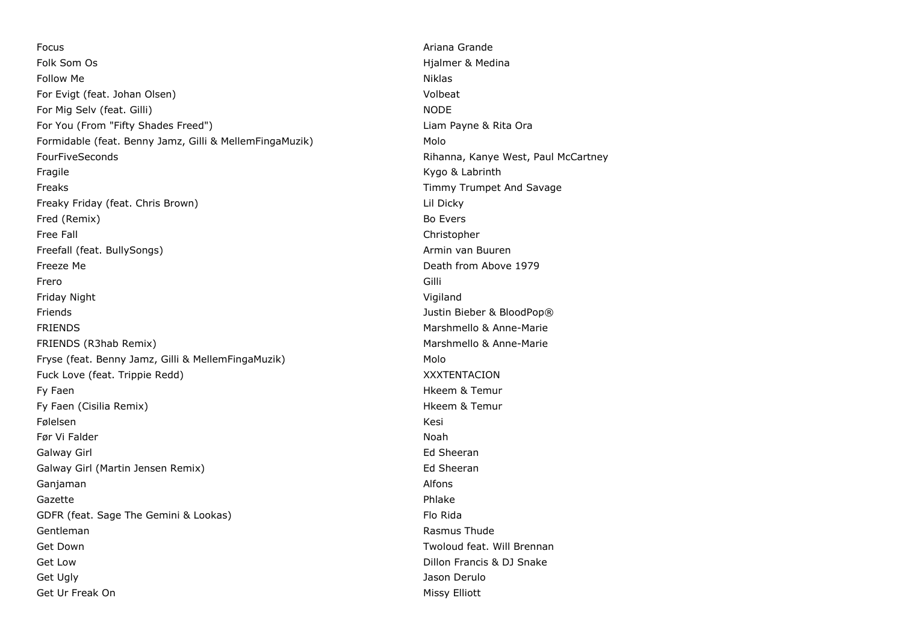| | |
|---|---|
| Focus | Ariana Grande |
| Folk Som Os | Hjalmer & Medina |
| Follow Me | Niklas |
| For Evigt (feat. Johan Olsen) | Volbeat |
| For Mig Selv (feat. Gilli) | NODE |
| For You (From "Fifty Shades Freed") | Liam Payne & Rita Ora |
| Formidable (feat. Benny Jamz, Gilli & MellemFingaMuzik) | Molo |
| FourFiveSeconds | Rihanna, Kanye West, Paul McCartney |
| Fragile | Kygo & Labrinth |
| Freaks | Timmy Trumpet And Savage |
| Freaky Friday (feat. Chris Brown) | Lil Dicky |
| Fred (Remix) | Bo Evers |
| Free Fall | Christopher |
| Freefall (feat. BullySongs) | Armin van Buuren |
| Freeze Me | Death from Above 1979 |
| Frero | Gilli |
| Friday Night | Vigiland |
| Friends | Justin Bieber & BloodPop® |
| FRIENDS | Marshmello & Anne-Marie |
| FRIENDS (R3hab Remix) | Marshmello & Anne-Marie |
| Fryse (feat. Benny Jamz, Gilli & MellemFingaMuzik) | Molo |
| Fuck Love (feat. Trippie Redd) | XXXTENTACION |
| Fy Faen | Hkeem & Temur |
| Fy Faen (Cisilia Remix) | Hkeem & Temur |
| Følelsen | Kesi |
| Før Vi Falder | Noah |
| Galway Girl | Ed Sheeran |
| Galway Girl (Martin Jensen Remix) | Ed Sheeran |
| Ganjaman | Alfons |
| Gazette | Phlake |
| GDFR (feat. Sage The Gemini & Lookas) | Flo Rida |
| Gentleman | Rasmus Thude |
| Get Down | Twoloud feat. Will Brennan |
| Get Low | Dillon Francis & DJ Snake |
| Get Ugly | Jason Derulo |
| Get Ur Freak On | Missy Elliott |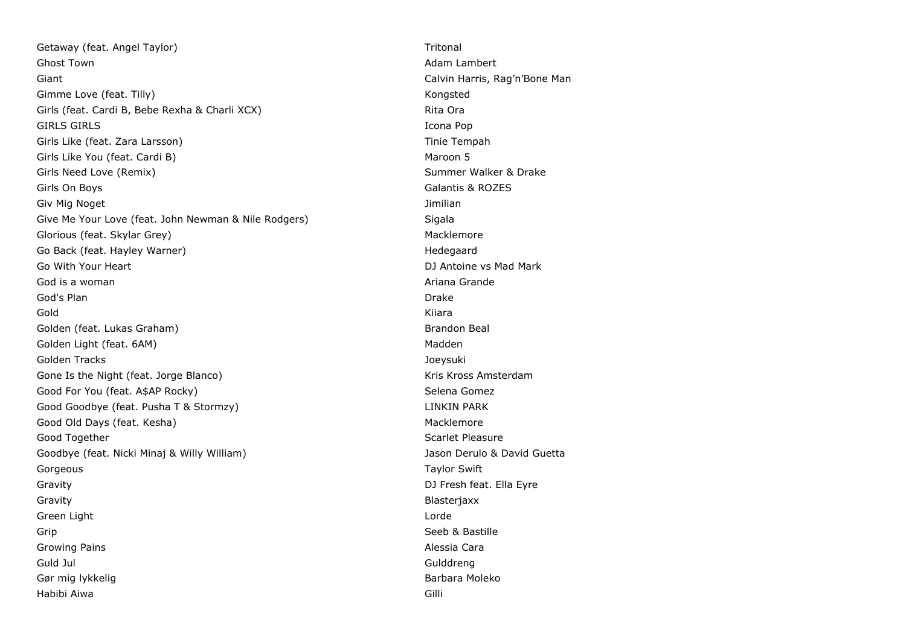| Song | Artist |
| --- | --- |
| Getaway (feat. Angel Taylor) | Tritonal |
| Ghost Town | Adam Lambert |
| Giant | Calvin Harris, Rag'n'Bone Man |
| Gimme Love (feat. Tilly) | Kongsted |
| Girls (feat. Cardi B, Bebe Rexha & Charli XCX) | Rita Ora |
| GIRLS GIRLS | Icona Pop |
| Girls Like (feat. Zara Larsson) | Tinie Tempah |
| Girls Like You (feat. Cardi B) | Maroon 5 |
| Girls Need Love (Remix) | Summer Walker & Drake |
| Girls On Boys | Galantis & ROZES |
| Giv Mig Noget | Jimilian |
| Give Me Your Love (feat. John Newman & Nile Rodgers) | Sigala |
| Glorious (feat. Skylar Grey) | Macklemore |
| Go Back (feat. Hayley Warner) | Hedegaard |
| Go With Your Heart | DJ Antoine vs Mad Mark |
| God is a woman | Ariana Grande |
| God's Plan | Drake |
| Gold | Kiiara |
| Golden (feat. Lukas Graham) | Brandon Beal |
| Golden Light (feat. 6AM) | Madden |
| Golden Tracks | Joeysuki |
| Gone Is the Night (feat. Jorge Blanco) | Kris Kross Amsterdam |
| Good For You (feat. A$AP Rocky) | Selena Gomez |
| Good Goodbye (feat. Pusha T & Stormzy) | LINKIN PARK |
| Good Old Days (feat. Kesha) | Macklemore |
| Good Together | Scarlet Pleasure |
| Goodbye (feat. Nicki Minaj & Willy William) | Jason Derulo & David Guetta |
| Gorgeous | Taylor Swift |
| Gravity | DJ Fresh feat. Ella Eyre |
| Gravity | Blasterjaxx |
| Green Light | Lorde |
| Grip | Seeb & Bastille |
| Growing Pains | Alessia Cara |
| Guld Jul | Gulddreng |
| Gør mig lykkelig | Barbara Moleko |
| Habibi Aiwa | Gilli |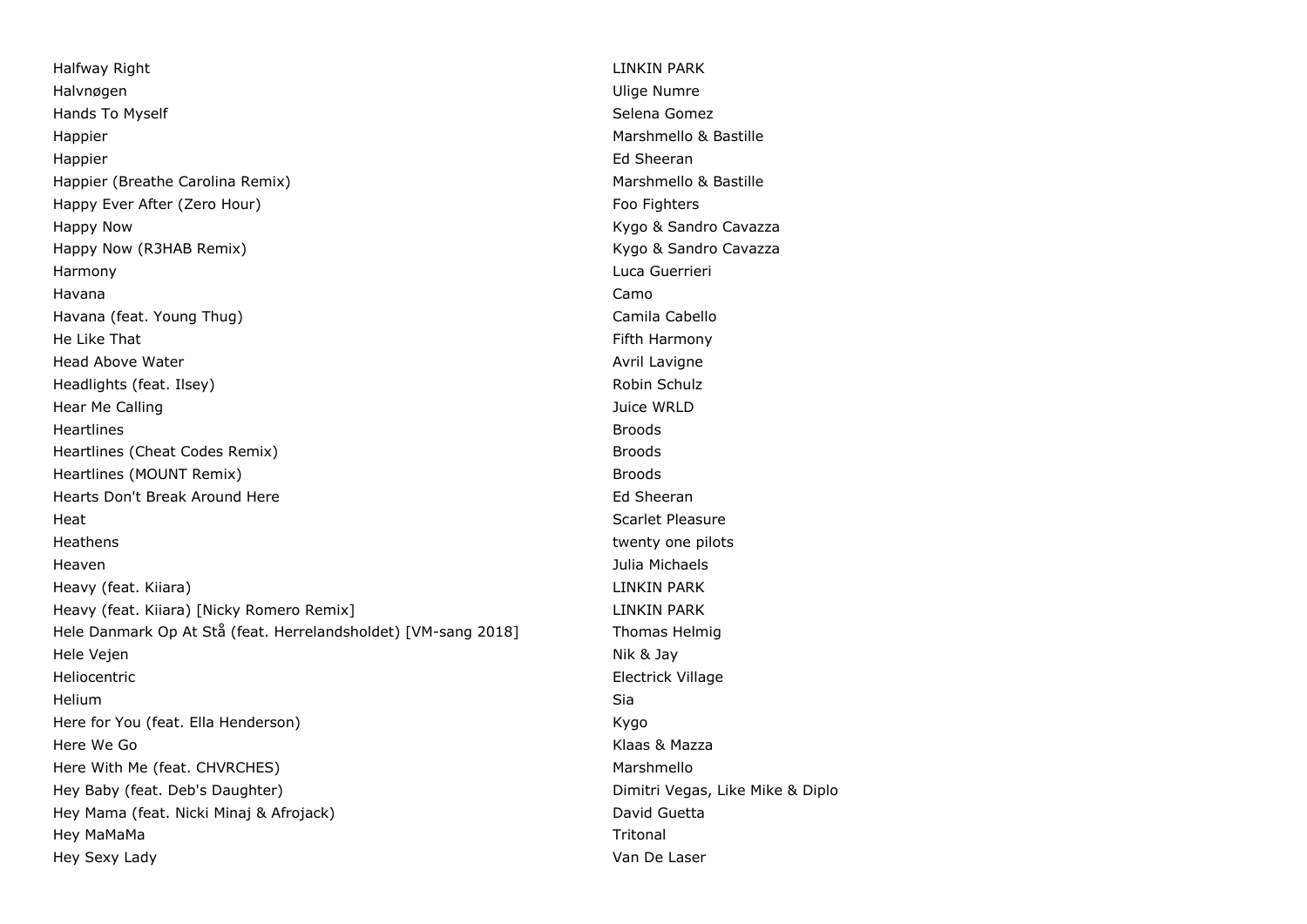| | |
|---|---|
| Halfway Right | LINKIN PARK |
| Halvnøgen | Ulige Numre |
| Hands To Myself | Selena Gomez |
| Happier | Marshmello & Bastille |
| Happier | Ed Sheeran |
| Happier (Breathe Carolina Remix) | Marshmello & Bastille |
| Happy Ever After (Zero Hour) | Foo Fighters |
| Happy Now | Kygo & Sandro Cavazza |
| Happy Now (R3HAB Remix) | Kygo & Sandro Cavazza |
| Harmony | Luca Guerrieri |
| Havana | Camo |
| Havana (feat. Young Thug) | Camila Cabello |
| He Like That | Fifth Harmony |
| Head Above Water | Avril Lavigne |
| Headlights (feat. Ilsey) | Robin Schulz |
| Hear Me Calling | Juice WRLD |
| Heartlines | Broods |
| Heartlines (Cheat Codes Remix) | Broods |
| Heartlines (MOUNT Remix) | Broods |
| Hearts Don't Break Around Here | Ed Sheeran |
| Heat | Scarlet Pleasure |
| Heathens | twenty one pilots |
| Heaven | Julia Michaels |
| Heavy (feat. Kiiara) | LINKIN PARK |
| Heavy (feat. Kiiara) [Nicky Romero Remix] | LINKIN PARK |
| Hele Danmark Op At Stå (feat. Herrelandsholdet) [VM-sang 2018] | Thomas Helmig |
| Hele Vejen | Nik & Jay |
| Heliocentric | Electrick Village |
| Helium | Sia |
| Here for You (feat. Ella Henderson) | Kygo |
| Here We Go | Klaas & Mazza |
| Here With Me (feat. CHVRCHES) | Marshmello |
| Hey Baby (feat. Deb's Daughter) | Dimitri Vegas, Like Mike & Diplo |
| Hey Mama (feat. Nicki Minaj & Afrojack) | David Guetta |
| Hey MaMaMa | Tritonal |
| Hey Sexy Lady | Van De Laser |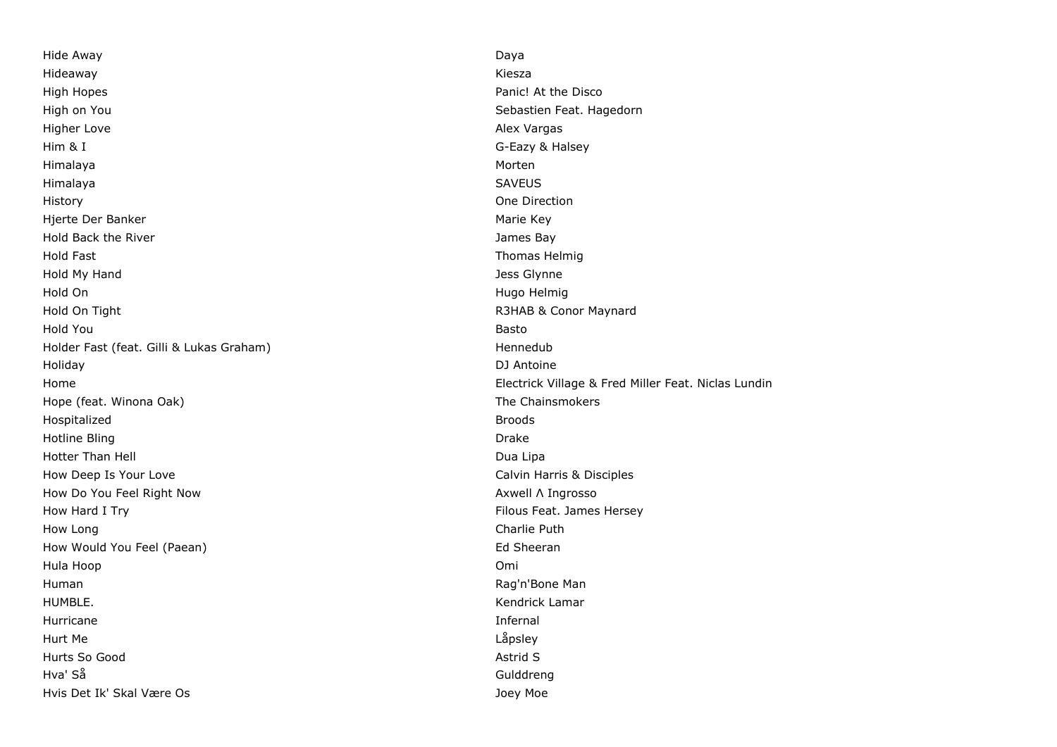| | |
|---|---|
| Hide Away | Daya |
| Hideaway | Kiesza |
| High Hopes | Panic! At the Disco |
| High on You | Sebastien Feat. Hagedorn |
| Higher Love | Alex Vargas |
| Him & I | G-Eazy & Halsey |
| Himalaya | Morten |
| Himalaya | SAVEUS |
| History | One Direction |
| Hjerte Der Banker | Marie Key |
| Hold Back the River | James Bay |
| Hold Fast | Thomas Helmig |
| Hold My Hand | Jess Glynne |
| Hold On | Hugo Helmig |
| Hold On Tight | R3HAB & Conor Maynard |
| Hold You | Basto |
| Holder Fast (feat. Gilli & Lukas Graham) | Hennedub |
| Holiday | DJ Antoine |
| Home | Electrick Village & Fred Miller Feat. Niclas Lundin |
| Hope (feat. Winona Oak) | The Chainsmokers |
| Hospitalized | Broods |
| Hotline Bling | Drake |
| Hotter Than Hell | Dua Lipa |
| How Deep Is Your Love | Calvin Harris & Disciples |
| How Do You Feel Right Now | Axwell Λ Ingrosso |
| How Hard I Try | Filous Feat. James Hersey |
| How Long | Charlie Puth |
| How Would You Feel (Paean) | Ed Sheeran |
| Hula Hoop | Omi |
| Human | Rag'n'Bone Man |
| HUMBLE. | Kendrick Lamar |
| Hurricane | Infernal |
| Hurt Me | Låpsley |
| Hurts So Good | Astrid S |
| Hva' Så | Gulddreng |
| Hvis Det Ik' Skal Være Os | Joey Moe |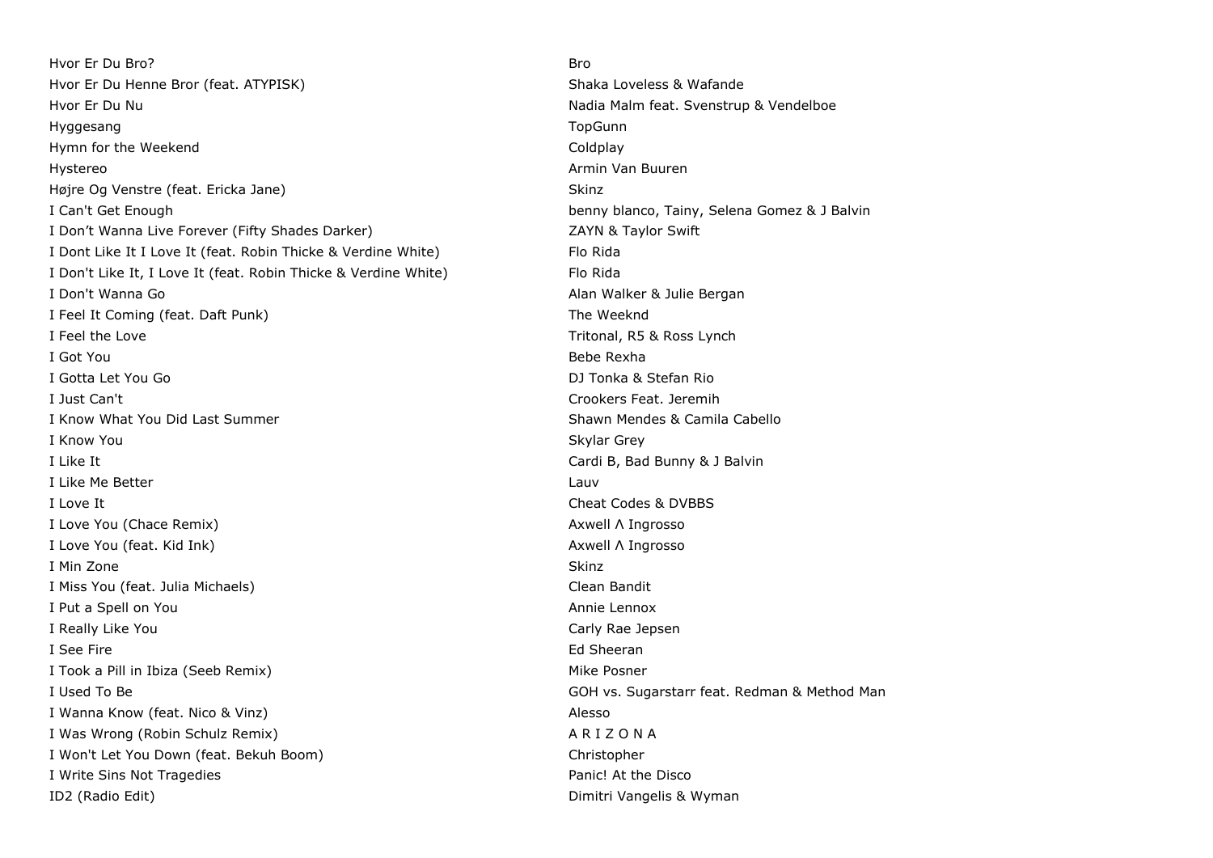| | |
|---|---|
| Hvor Er Du Bro? | Bro |
| Hvor Er Du Henne Bror (feat. ATYPISK) | Shaka Loveless & Wafande |
| Hvor Er Du Nu | Nadia Malm feat. Svenstrup & Vendelboe |
| Hyggesang | TopGunn |
| Hymn for the Weekend | Coldplay |
| Hystereo | Armin Van Buuren |
| Højre Og Venstre (feat. Ericka Jane) | Skinz |
| I Can't Get Enough | benny blanco, Tainy, Selena Gomez & J Balvin |
| I Don’t Wanna Live Forever (Fifty Shades Darker) | ZAYN & Taylor Swift |
| I Dont Like It I Love It (feat. Robin Thicke & Verdine White) | Flo Rida |
| I Don't Like It, I Love It (feat. Robin Thicke & Verdine White) | Flo Rida |
| I Don't Wanna Go | Alan Walker & Julie Bergan |
| I Feel It Coming (feat. Daft Punk) | The Weeknd |
| I Feel the Love | Tritonal, R5 & Ross Lynch |
| I Got You | Bebe Rexha |
| I Gotta Let You Go | DJ Tonka & Stefan Rio |
| I Just Can't | Crookers Feat. Jeremih |
| I Know What You Did Last Summer | Shawn Mendes & Camila Cabello |
| I Know You | Skylar Grey |
| I Like It | Cardi B, Bad Bunny & J Balvin |
| I Like Me Better | Lauv |
| I Love It | Cheat Codes & DVBBS |
| I Love You (Chace Remix) | Axwell Λ Ingrosso |
| I Love You (feat. Kid Ink) | Axwell Λ Ingrosso |
| I Min Zone | Skinz |
| I Miss You (feat. Julia Michaels) | Clean Bandit |
| I Put a Spell on You | Annie Lennox |
| I Really Like You | Carly Rae Jepsen |
| I See Fire | Ed Sheeran |
| I Took a Pill in Ibiza (Seeb Remix) | Mike Posner |
| I Used To Be | GOH vs. Sugarstarr feat. Redman & Method Man |
| I Wanna Know (feat. Nico & Vinz) | Alesso |
| I Was Wrong (Robin Schulz Remix) | A R I Z O N A |
| I Won't Let You Down (feat. Bekuh Boom) | Christopher |
| I Write Sins Not Tragedies | Panic! At the Disco |
| ID2 (Radio Edit) | Dimitri Vangelis & Wyman |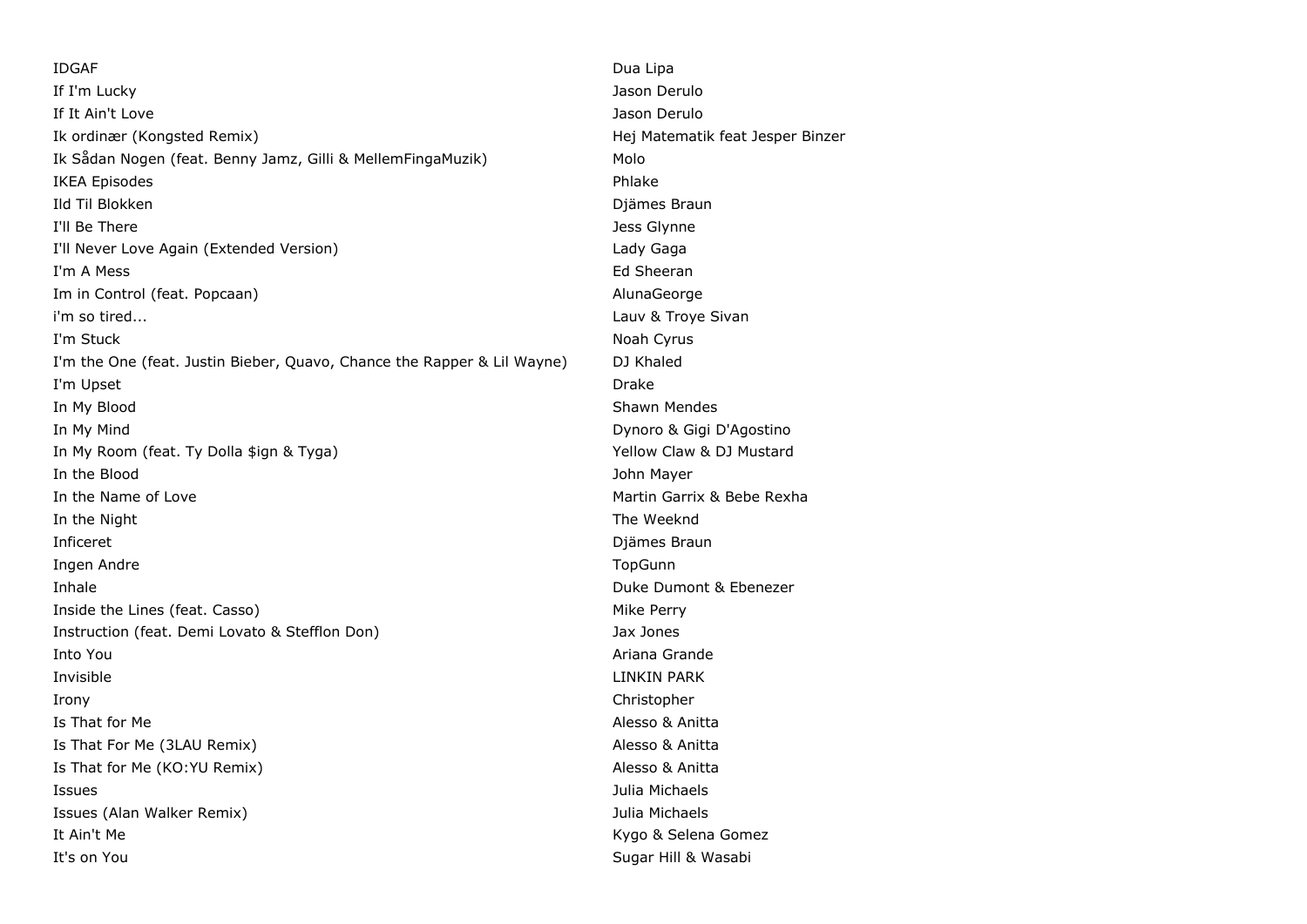| | |
|---|---|
| IDGAF | Dua Lipa |
| If I'm Lucky | Jason Derulo |
| If It Ain't Love | Jason Derulo |
| Ik ordinær (Kongsted Remix) | Hej Matematik feat Jesper Binzer |
| Ik Sådan Nogen (feat. Benny Jamz, Gilli & MellemFingaMuzik) | Molo |
| IKEA Episodes | Phlake |
| Ild Til Blokken | Djämes Braun |
| I'll Be There | Jess Glynne |
| I'll Never Love Again (Extended Version) | Lady Gaga |
| I'm A Mess | Ed Sheeran |
| Im in Control (feat. Popcaan) | AlunaGeorge |
| i'm so tired... | Lauv & Troye Sivan |
| I'm Stuck | Noah Cyrus |
| I'm the One (feat. Justin Bieber, Quavo, Chance the Rapper & Lil Wayne) | DJ Khaled |
| I'm Upset | Drake |
| In My Blood | Shawn Mendes |
| In My Mind | Dynoro & Gigi D'Agostino |
| In My Room (feat. Ty Dolla $ign & Tyga) | Yellow Claw & DJ Mustard |
| In the Blood | John Mayer |
| In the Name of Love | Martin Garrix & Bebe Rexha |
| In the Night | The Weeknd |
| Inficeret | Djämes Braun |
| Ingen Andre | TopGunn |
| Inhale | Duke Dumont & Ebenezer |
| Inside the Lines (feat. Casso) | Mike Perry |
| Instruction (feat. Demi Lovato & Stefflon Don) | Jax Jones |
| Into You | Ariana Grande |
| Invisible | LINKIN PARK |
| Irony | Christopher |
| Is That for Me | Alesso & Anitta |
| Is That For Me (3LAU Remix) | Alesso & Anitta |
| Is That for Me (KO:YU Remix) | Alesso & Anitta |
| Issues | Julia Michaels |
| Issues (Alan Walker Remix) | Julia Michaels |
| It Ain't Me | Kygo & Selena Gomez |
| It's on You | Sugar Hill & Wasabi |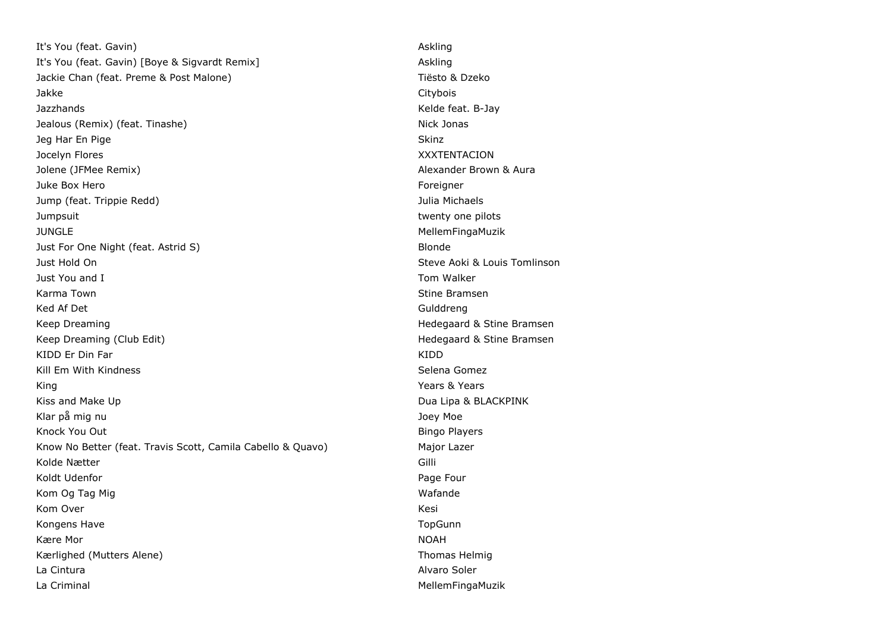| | |
|---|---|
| It's You (feat. Gavin) | Askling |
| It's You (feat. Gavin) [Boye & Sigvardt Remix] | Askling |
| Jackie Chan (feat. Preme & Post Malone) | Tiësto & Dzeko |
| Jakke | Citybois |
| Jazzhands | Kelde feat. B-Jay |
| Jealous (Remix) (feat. Tinashe) | Nick Jonas |
| Jeg Har En Pige | Skinz |
| Jocelyn Flores | XXXTENTACION |
| Jolene (JFMee Remix) | Alexander Brown & Aura |
| Juke Box Hero | Foreigner |
| Jump (feat. Trippie Redd) | Julia Michaels |
| Jumpsuit | twenty one pilots |
| JUNGLE | MellemFingaMuzik |
| Just For One Night (feat. Astrid S) | Blonde |
| Just Hold On | Steve Aoki & Louis Tomlinson |
| Just You and I | Tom Walker |
| Karma Town | Stine Bramsen |
| Ked Af Det | Gulddreng |
| Keep Dreaming | Hedegaard & Stine Bramsen |
| Keep Dreaming (Club Edit) | Hedegaard & Stine Bramsen |
| KIDD Er Din Far | KIDD |
| Kill Em With Kindness | Selena Gomez |
| King | Years & Years |
| Kiss and Make Up | Dua Lipa & BLACKPINK |
| Klar på mig nu | Joey Moe |
| Knock You Out | Bingo Players |
| Know No Better (feat. Travis Scott, Camila Cabello & Quavo) | Major Lazer |
| Kolde Nætter | Gilli |
| Koldt Udenfor | Page Four |
| Kom Og Tag Mig | Wafande |
| Kom Over | Kesi |
| Kongens Have | TopGunn |
| Kære Mor | NOAH |
| Kærlighed (Mutters Alene) | Thomas Helmig |
| La Cintura | Alvaro Soler |
| La Criminal | MellemFingaMuzik |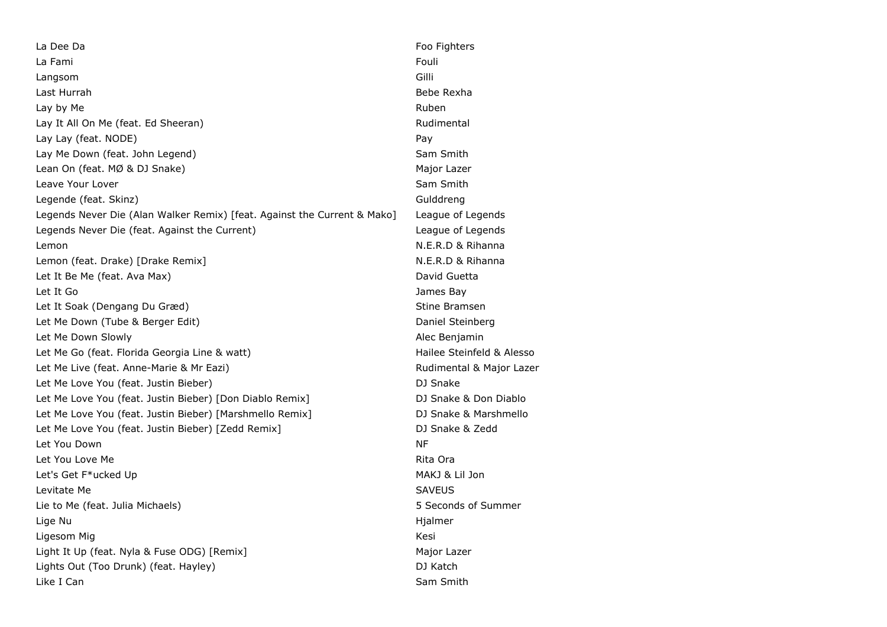| | |
|---|---|
| La Dee Da | Foo Fighters |
| La Fami | Fouli |
| Langsom | Gilli |
| Last Hurrah | Bebe Rexha |
| Lay by Me | Ruben |
| Lay It All On Me (feat. Ed Sheeran) | Rudimental |
| Lay Lay (feat. NODE) | Pay |
| Lay Me Down (feat. John Legend) | Sam Smith |
| Lean On (feat. MØ & DJ Snake) | Major Lazer |
| Leave Your Lover | Sam Smith |
| Legende (feat. Skinz) | Gulddreng |
| Legends Never Die (Alan Walker Remix) [feat. Against the Current & Mako] | League of Legends |
| Legends Never Die (feat. Against the Current) | League of Legends |
| Lemon | N.E.R.D & Rihanna |
| Lemon (feat. Drake) [Drake Remix] | N.E.R.D & Rihanna |
| Let It Be Me (feat. Ava Max) | David Guetta |
| Let It Go | James Bay |
| Let It Soak (Dengang Du Græd) | Stine Bramsen |
| Let Me Down (Tube & Berger Edit) | Daniel Steinberg |
| Let Me Down Slowly | Alec Benjamin |
| Let Me Go (feat. Florida Georgia Line & watt) | Hailee Steinfeld & Alesso |
| Let Me Live (feat. Anne-Marie & Mr Eazi) | Rudimental & Major Lazer |
| Let Me Love You (feat. Justin Bieber) | DJ Snake |
| Let Me Love You (feat. Justin Bieber) [Don Diablo Remix] | DJ Snake & Don Diablo |
| Let Me Love You (feat. Justin Bieber) [Marshmello Remix] | DJ Snake & Marshmello |
| Let Me Love You (feat. Justin Bieber) [Zedd Remix] | DJ Snake & Zedd |
| Let You Down | NF |
| Let You Love Me | Rita Ora |
| Let's Get F*ucked Up | MAKJ & Lil Jon |
| Levitate Me | SAVEUS |
| Lie to Me (feat. Julia Michaels) | 5 Seconds of Summer |
| Lige Nu | Hjalmer |
| Ligesom Mig | Kesi |
| Light It Up (feat. Nyla & Fuse ODG) [Remix] | Major Lazer |
| Lights Out (Too Drunk) (feat. Hayley) | DJ Katch |
| Like I Can | Sam Smith |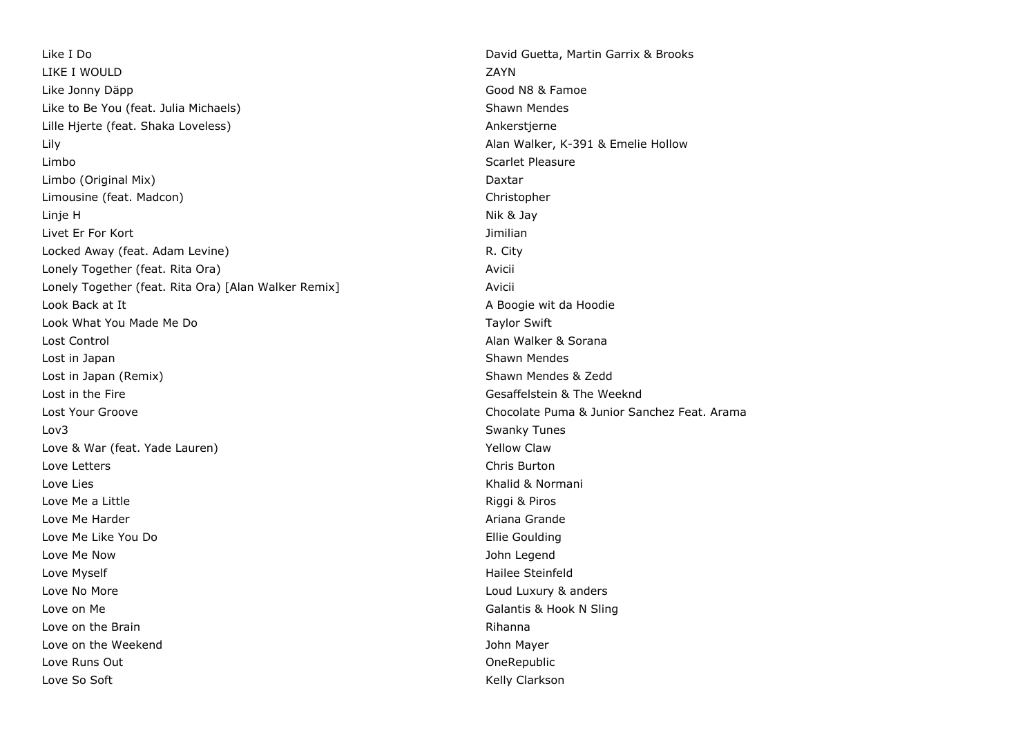| | |
|---|---|
| Like I Do | David Guetta, Martin Garrix & Brooks |
| LIKE I WOULD | ZAYN |
| Like Jonny Däpp | Good N8 & Famoe |
| Like to Be You (feat. Julia Michaels) | Shawn Mendes |
| Lille Hjerte (feat. Shaka Loveless) | Ankerstjerne |
| Lily | Alan Walker, K-391 & Emelie Hollow |
| Limbo | Scarlet Pleasure |
| Limbo (Original Mix) | Daxtar |
| Limousine (feat. Madcon) | Christopher |
| Linje H | Nik & Jay |
| Livet Er For Kort | Jimilian |
| Locked Away (feat. Adam Levine) | R. City |
| Lonely Together (feat. Rita Ora) | Avicii |
| Lonely Together (feat. Rita Ora) [Alan Walker Remix] | Avicii |
| Look Back at It | A Boogie wit da Hoodie |
| Look What You Made Me Do | Taylor Swift |
| Lost Control | Alan Walker & Sorana |
| Lost in Japan | Shawn Mendes |
| Lost in Japan (Remix) | Shawn Mendes & Zedd |
| Lost in the Fire | Gesaffelstein & The Weeknd |
| Lost Your Groove | Chocolate Puma & Junior Sanchez Feat. Arama |
| Lov3 | Swanky Tunes |
| Love & War (feat. Yade Lauren) | Yellow Claw |
| Love Letters | Chris Burton |
| Love Lies | Khalid & Normani |
| Love Me a Little | Riggi & Piros |
| Love Me Harder | Ariana Grande |
| Love Me Like You Do | Ellie Goulding |
| Love Me Now | John Legend |
| Love Myself | Hailee Steinfeld |
| Love No More | Loud Luxury & anders |
| Love on Me | Galantis & Hook N Sling |
| Love on the Brain | Rihanna |
| Love on the Weekend | John Mayer |
| Love Runs Out | OneRepublic |
| Love So Soft | Kelly Clarkson |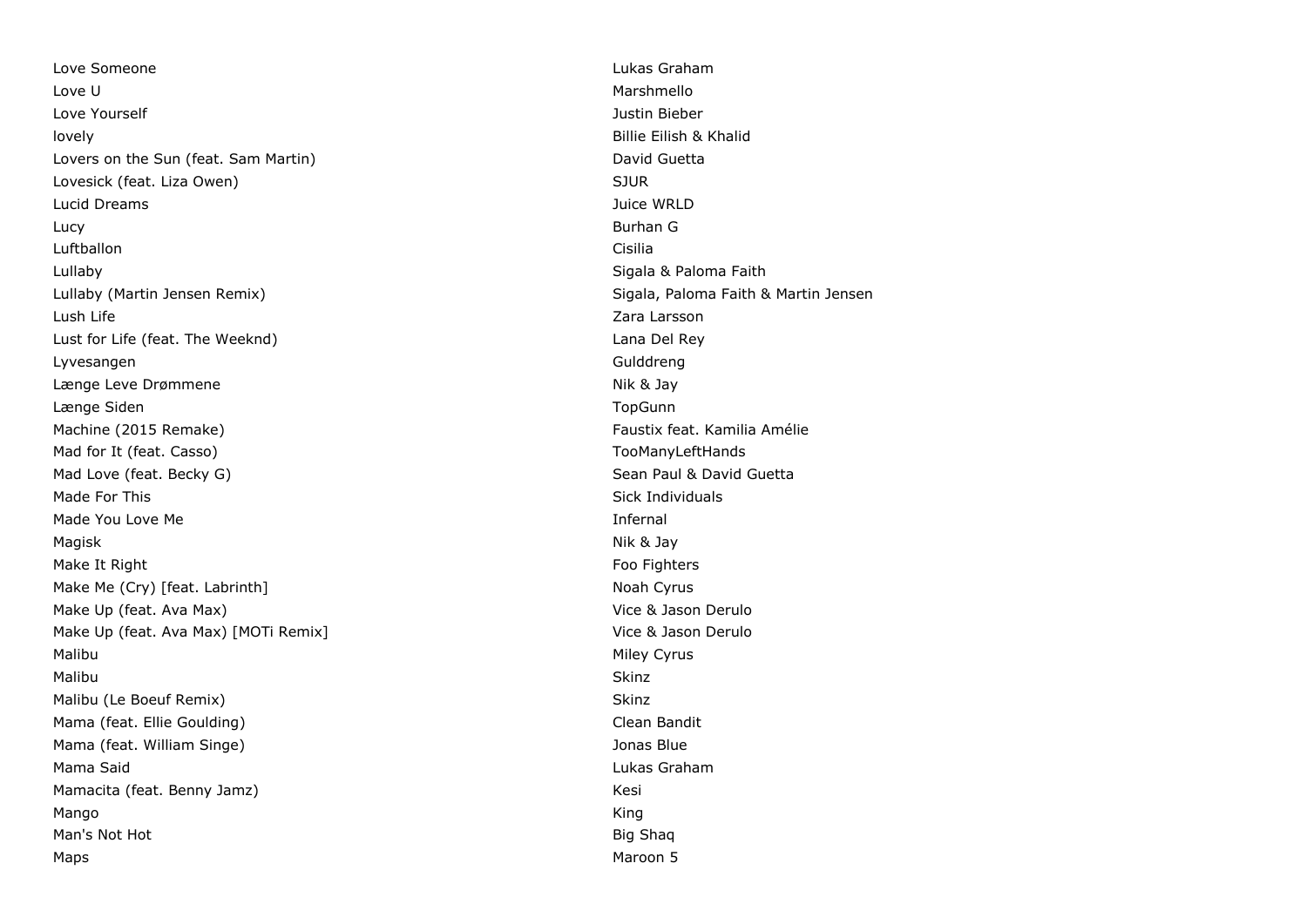| | |
|---|---|
| Love Someone | Lukas Graham |
| Love U | Marshmello |
| Love Yourself | Justin Bieber |
| lovely | Billie Eilish & Khalid |
| Lovers on the Sun (feat. Sam Martin) | David Guetta |
| Lovesick (feat. Liza Owen) | SJUR |
| Lucid Dreams | Juice WRLD |
| Lucy | Burhan G |
| Luftballon | Cisilia |
| Lullaby | Sigala & Paloma Faith |
| Lullaby (Martin Jensen Remix) | Sigala, Paloma Faith & Martin Jensen |
| Lush Life | Zara Larsson |
| Lust for Life (feat. The Weeknd) | Lana Del Rey |
| Lyvesangen | Gulddreng |
| Længe Leve Drømmene | Nik & Jay |
| Længe Siden | TopGunn |
| Machine (2015 Remake) | Faustix feat. Kamilia Amélie |
| Mad for It (feat. Casso) | TooManyLeftHands |
| Mad Love (feat. Becky G) | Sean Paul & David Guetta |
| Made For This | Sick Individuals |
| Made You Love Me | Infernal |
| Magisk | Nik & Jay |
| Make It Right | Foo Fighters |
| Make Me (Cry) [feat. Labrinth] | Noah Cyrus |
| Make Up (feat. Ava Max) | Vice & Jason Derulo |
| Make Up (feat. Ava Max) [MOTi Remix] | Vice & Jason Derulo |
| Malibu | Miley Cyrus |
| Malibu | Skinz |
| Malibu (Le Boeuf Remix) | Skinz |
| Mama (feat. Ellie Goulding) | Clean Bandit |
| Mama (feat. William Singe) | Jonas Blue |
| Mama Said | Lukas Graham |
| Mamacita (feat. Benny Jamz) | Kesi |
| Mango | King |
| Man's Not Hot | Big Shaq |
| Maps | Maroon 5 |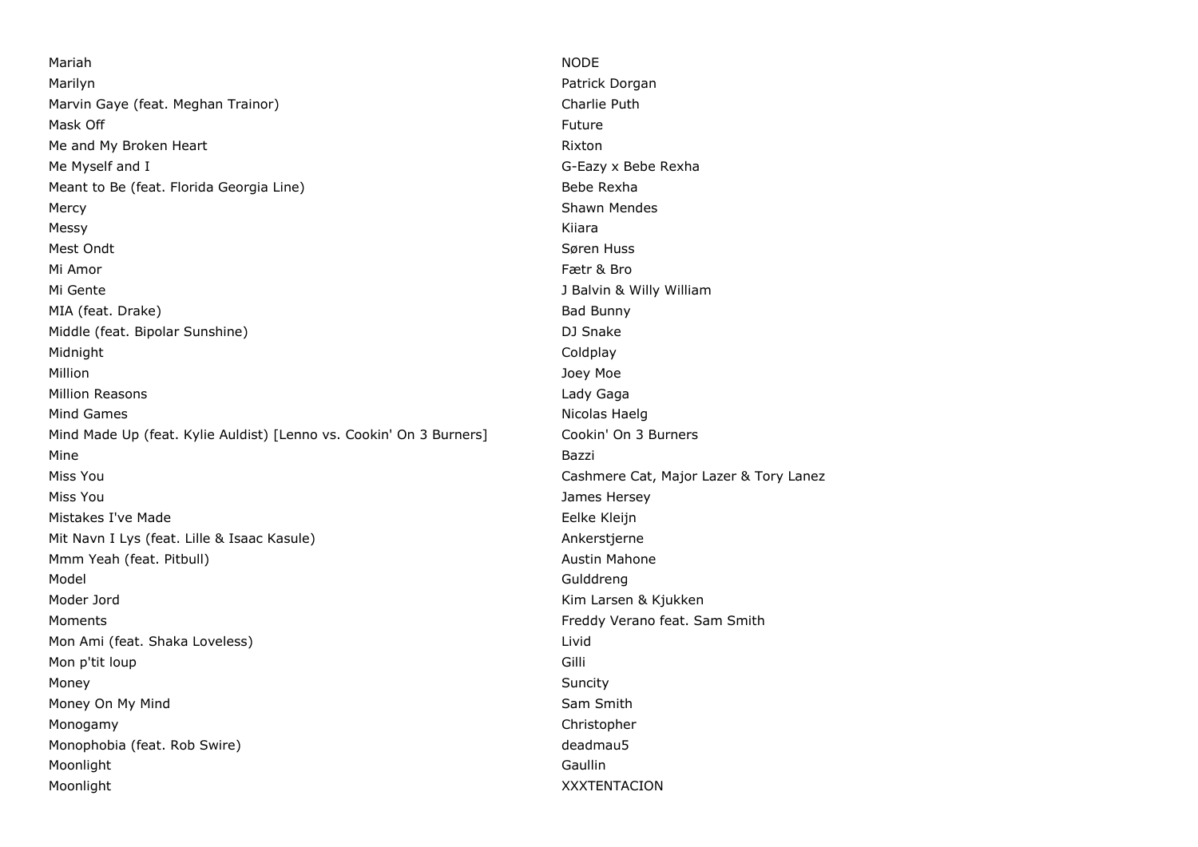| | |
|---|---|
| Mariah | NODE |
| Marilyn | Patrick Dorgan |
| Marvin Gaye (feat. Meghan Trainor) | Charlie Puth |
| Mask Off | Future |
| Me and My Broken Heart | Rixton |
| Me Myself and I | G-Eazy x Bebe Rexha |
| Meant to Be (feat. Florida Georgia Line) | Bebe Rexha |
| Mercy | Shawn Mendes |
| Messy | Kiiara |
| Mest Ondt | Søren Huss |
| Mi Amor | Fætr & Bro |
| Mi Gente | J Balvin & Willy William |
| MIA (feat. Drake) | Bad Bunny |
| Middle (feat. Bipolar Sunshine) | DJ Snake |
| Midnight | Coldplay |
| Million | Joey Moe |
| Million Reasons | Lady Gaga |
| Mind Games | Nicolas Haelg |
| Mind Made Up (feat. Kylie Auldist) [Lenno vs. Cookin' On 3 Burners] | Cookin' On 3 Burners |
| Mine | Bazzi |
| Miss You | Cashmere Cat, Major Lazer & Tory Lanez |
| Miss You | James Hersey |
| Mistakes I've Made | Eelke Kleijn |
| Mit Navn I Lys (feat. Lille & Isaac Kasule) | Ankerstjerne |
| Mmm Yeah (feat. Pitbull) | Austin Mahone |
| Model | Gulddreng |
| Moder Jord | Kim Larsen & Kjukken |
| Moments | Freddy Verano feat. Sam Smith |
| Mon Ami (feat. Shaka Loveless) | Livid |
| Mon p'tit loup | Gilli |
| Money | Suncity |
| Money On My Mind | Sam Smith |
| Monogamy | Christopher |
| Monophobia (feat. Rob Swire) | deadmau5 |
| Moonlight | Gaullin |
| Moonlight | XXXTENTACION |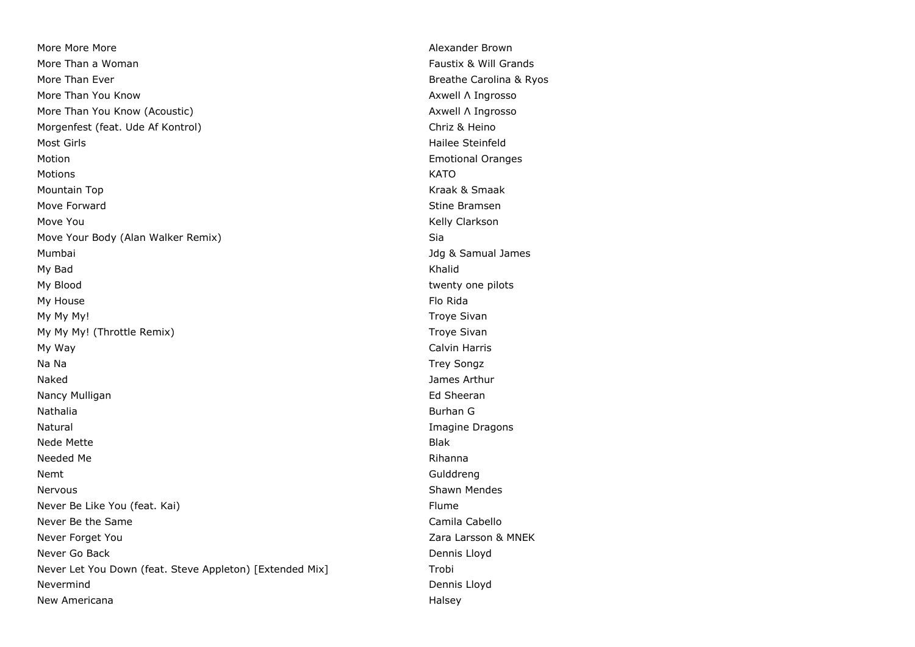| | |
|---|---|
| More More More | Alexander Brown |
| More Than a Woman | Faustix & Will Grands |
| More Than Ever | Breathe Carolina & Ryos |
| More Than You Know | Axwell Λ Ingrosso |
| More Than You Know (Acoustic) | Axwell Λ Ingrosso |
| Morgenfest (feat. Ude Af Kontrol) | Chriz & Heino |
| Most Girls | Hailee Steinfeld |
| Motion | Emotional Oranges |
| Motions | KATO |
| Mountain Top | Kraak & Smaak |
| Move Forward | Stine Bramsen |
| Move You | Kelly Clarkson |
| Move Your Body (Alan Walker Remix) | Sia |
| Mumbai | Jdg & Samual James |
| My Bad | Khalid |
| My Blood | twenty one pilots |
| My House | Flo Rida |
| My My My! | Troye Sivan |
| My My My! (Throttle Remix) | Troye Sivan |
| My Way | Calvin Harris |
| Na Na | Trey Songz |
| Naked | James Arthur |
| Nancy Mulligan | Ed Sheeran |
| Nathalia | Burhan G |
| Natural | Imagine Dragons |
| Nede Mette | Blak |
| Needed Me | Rihanna |
| Nemt | Gulddreng |
| Nervous | Shawn Mendes |
| Never Be Like You (feat. Kai) | Flume |
| Never Be the Same | Camila Cabello |
| Never Forget You | Zara Larsson & MNEK |
| Never Go Back | Dennis Lloyd |
| Never Let You Down (feat. Steve Appleton) [Extended Mix] | Trobi |
| Nevermind | Dennis Lloyd |
| New Americana | Halsey |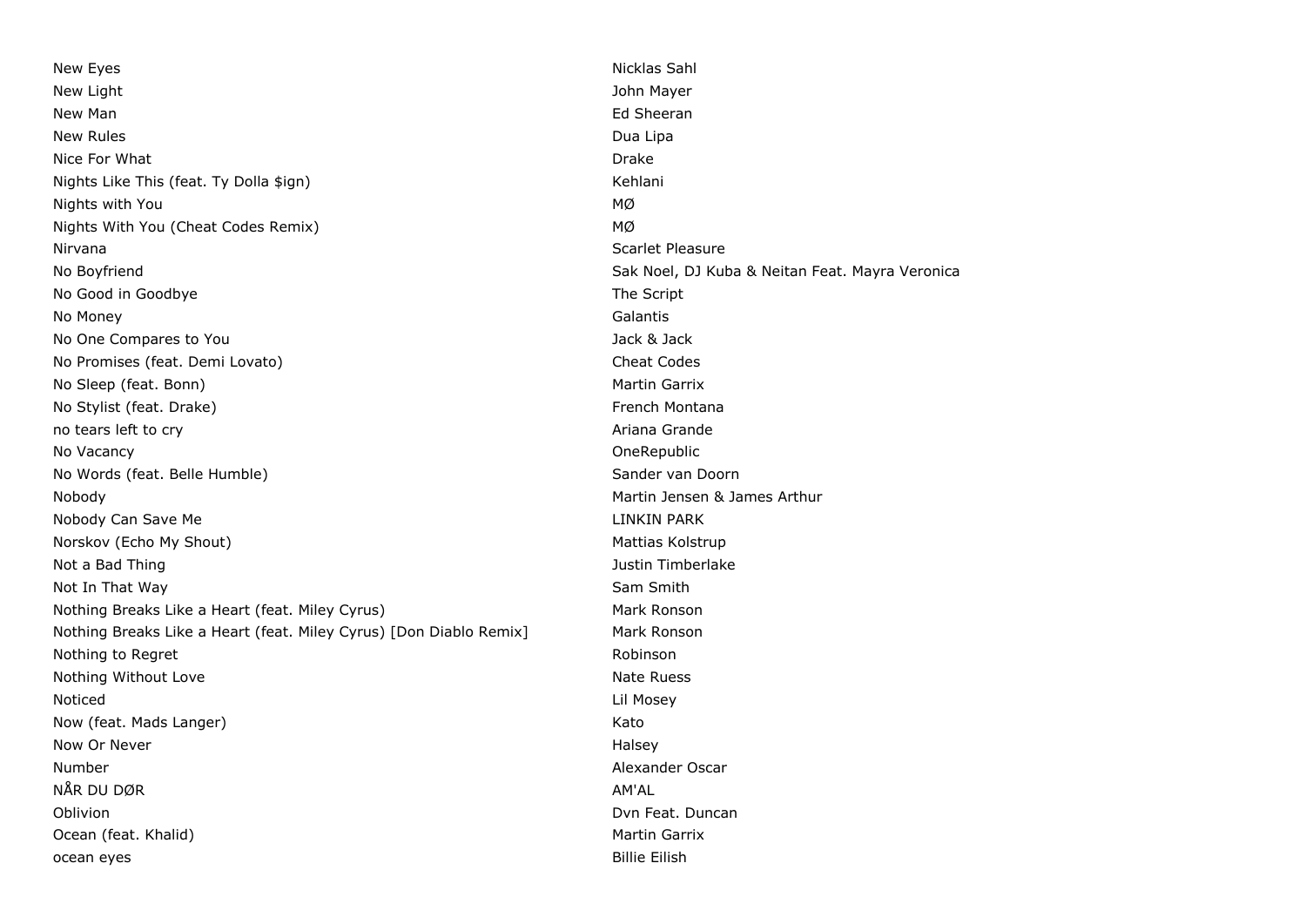| | |
|---|---|
| New Eyes | Nicklas Sahl |
| New Light | John Mayer |
| New Man | Ed Sheeran |
| New Rules | Dua Lipa |
| Nice For What | Drake |
| Nights Like This (feat. Ty Dolla $ign) | Kehlani |
| Nights with You | MØ |
| Nights With You (Cheat Codes Remix) | MØ |
| Nirvana | Scarlet Pleasure |
| No Boyfriend | Sak Noel, DJ Kuba & Neitan Feat. Mayra Veronica |
| No Good in Goodbye | The Script |
| No Money | Galantis |
| No One Compares to You | Jack & Jack |
| No Promises (feat. Demi Lovato) | Cheat Codes |
| No Sleep (feat. Bonn) | Martin Garrix |
| No Stylist (feat. Drake) | French Montana |
| no tears left to cry | Ariana Grande |
| No Vacancy | OneRepublic |
| No Words (feat. Belle Humble) | Sander van Doorn |
| Nobody | Martin Jensen & James Arthur |
| Nobody Can Save Me | LINKIN PARK |
| Norskov (Echo My Shout) | Mattias Kolstrup |
| Not a Bad Thing | Justin Timberlake |
| Not In That Way | Sam Smith |
| Nothing Breaks Like a Heart (feat. Miley Cyrus) | Mark Ronson |
| Nothing Breaks Like a Heart (feat. Miley Cyrus) [Don Diablo Remix] | Mark Ronson |
| Nothing to Regret | Robinson |
| Nothing Without Love | Nate Ruess |
| Noticed | Lil Mosey |
| Now (feat. Mads Langer) | Kato |
| Now Or Never | Halsey |
| Number | Alexander Oscar |
| NÅR DU DØR | AM'AL |
| Oblivion | Dvn Feat. Duncan |
| Ocean (feat. Khalid) | Martin Garrix |
| ocean eyes | Billie Eilish |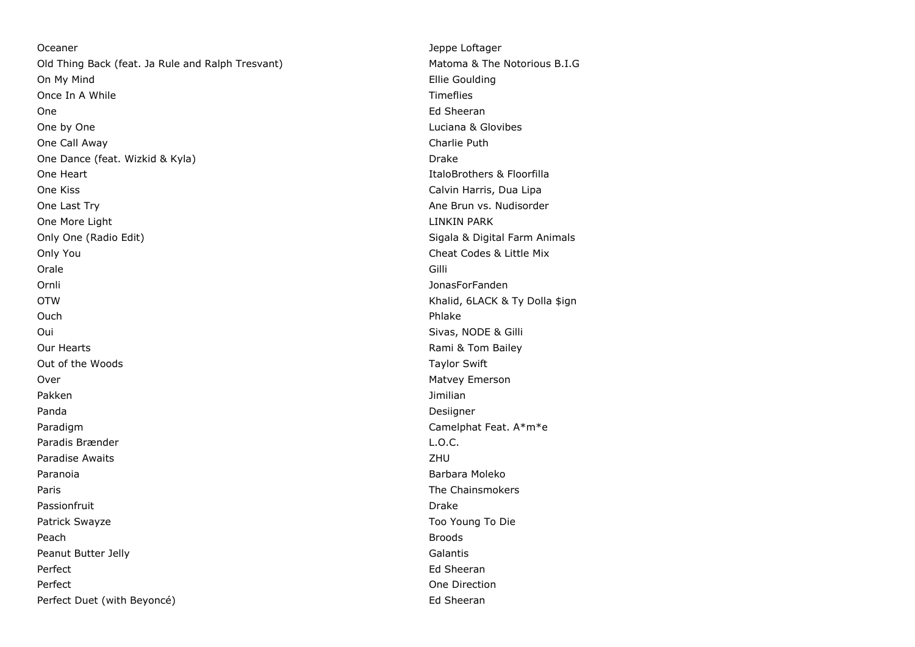| | |
|---|---|
| Oceaner | Jeppe Loftager |
| Old Thing Back (feat. Ja Rule and Ralph Tresvant) | Matoma & The Notorious B.I.G |
| On My Mind | Ellie Goulding |
| Once In A While | Timeflies |
| One | Ed Sheeran |
| One by One | Luciana & Glovibes |
| One Call Away | Charlie Puth |
| One Dance (feat. Wizkid & Kyla) | Drake |
| One Heart | ItaloBrothers & Floorfilla |
| One Kiss | Calvin Harris, Dua Lipa |
| One Last Try | Ane Brun vs. Nudisorder |
| One More Light | LINKIN PARK |
| Only One (Radio Edit) | Sigala & Digital Farm Animals |
| Only You | Cheat Codes & Little Mix |
| Orale | Gilli |
| Ornli | JonasForFanden |
| OTW | Khalid, 6LACK & Ty Dolla $ign |
| Ouch | Phlake |
| Oui | Sivas, NODE & Gilli |
| Our Hearts | Rami & Tom Bailey |
| Out of the Woods | Taylor Swift |
| Over | Matvey Emerson |
| Pakken | Jimilian |
| Panda | Desiigner |
| Paradigm | Camelphat Feat. A*m*e |
| Paradis Brænder | L.O.C. |
| Paradise Awaits | ZHU |
| Paranoia | Barbara Moleko |
| Paris | The Chainsmokers |
| Passionfruit | Drake |
| Patrick Swayze | Too Young To Die |
| Peach | Broods |
| Peanut Butter Jelly | Galantis |
| Perfect | Ed Sheeran |
| Perfect | One Direction |
| Perfect Duet (with Beyoncé) | Ed Sheeran |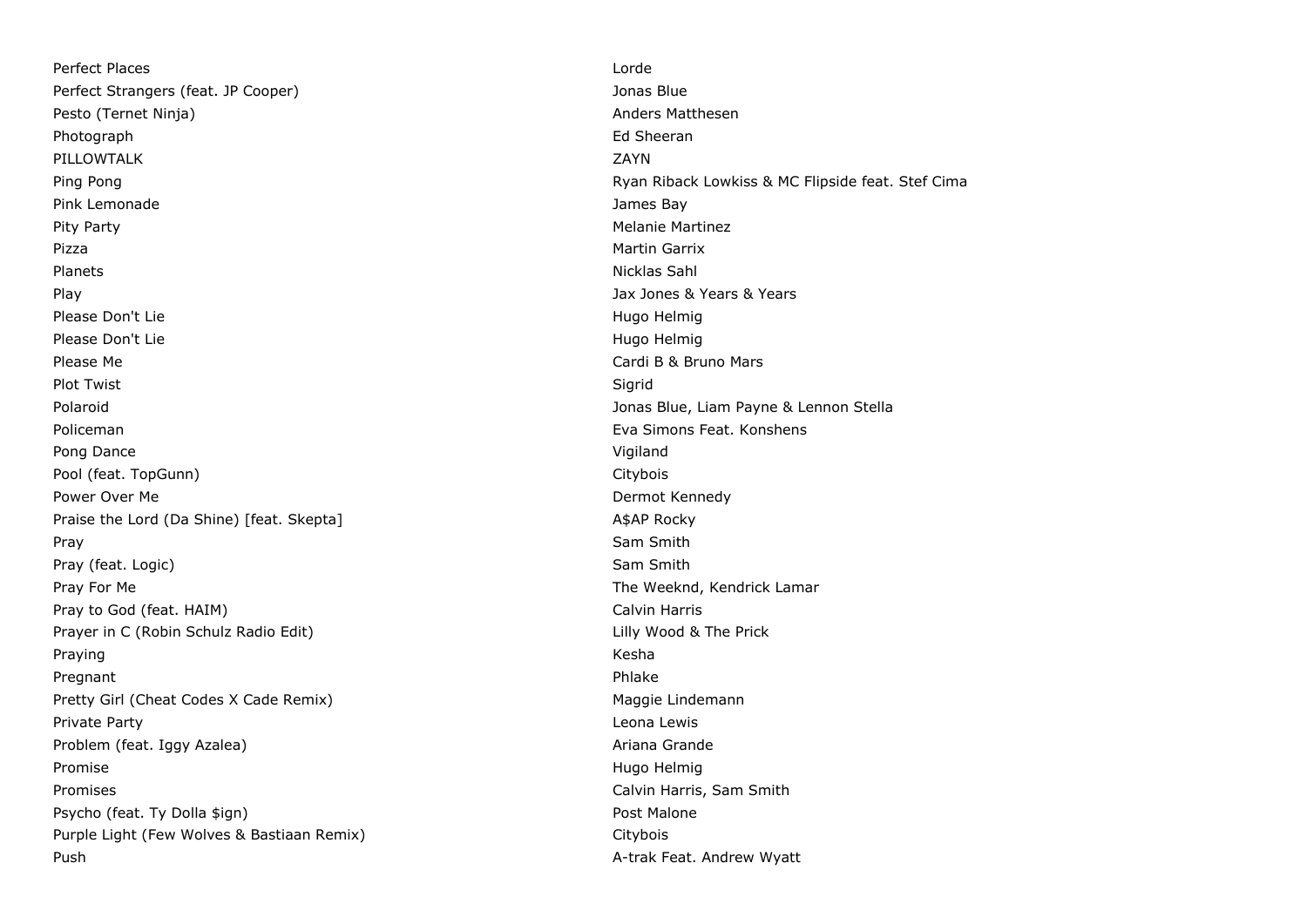| | |
|---|---|
| Perfect Places | Lorde |
| Perfect Strangers (feat. JP Cooper) | Jonas Blue |
| Pesto (Ternet Ninja) | Anders Matthesen |
| Photograph | Ed Sheeran |
| PILLOWTALK | ZAYN |
| Ping Pong | Ryan Riback Lowkiss & MC Flipside feat. Stef Cima |
| Pink Lemonade | James Bay |
| Pity Party | Melanie Martinez |
| Pizza | Martin Garrix |
| Planets | Nicklas Sahl |
| Play | Jax Jones & Years & Years |
| Please Don't Lie | Hugo Helmig |
| Please Don't Lie | Hugo Helmig |
| Please Me | Cardi B & Bruno Mars |
| Plot Twist | Sigrid |
| Polaroid | Jonas Blue, Liam Payne & Lennon Stella |
| Policeman | Eva Simons Feat. Konshens |
| Pong Dance | Vigiland |
| Pool (feat. TopGunn) | Citybois |
| Power Over Me | Dermot Kennedy |
| Praise the Lord (Da Shine) [feat. Skepta] | A$AP Rocky |
| Pray | Sam Smith |
| Pray (feat. Logic) | Sam Smith |
| Pray For Me | The Weeknd, Kendrick Lamar |
| Pray to God (feat. HAIM) | Calvin Harris |
| Prayer in C (Robin Schulz Radio Edit) | Lilly Wood & The Prick |
| Praying | Kesha |
| Pregnant | Phlake |
| Pretty Girl (Cheat Codes X Cade Remix) | Maggie Lindemann |
| Private Party | Leona Lewis |
| Problem (feat. Iggy Azalea) | Ariana Grande |
| Promise | Hugo Helmig |
| Promises | Calvin Harris, Sam Smith |
| Psycho (feat. Ty Dolla $ign) | Post Malone |
| Purple Light (Few Wolves & Bastiaan Remix) | Citybois |
| Push | A-trak Feat. Andrew Wyatt |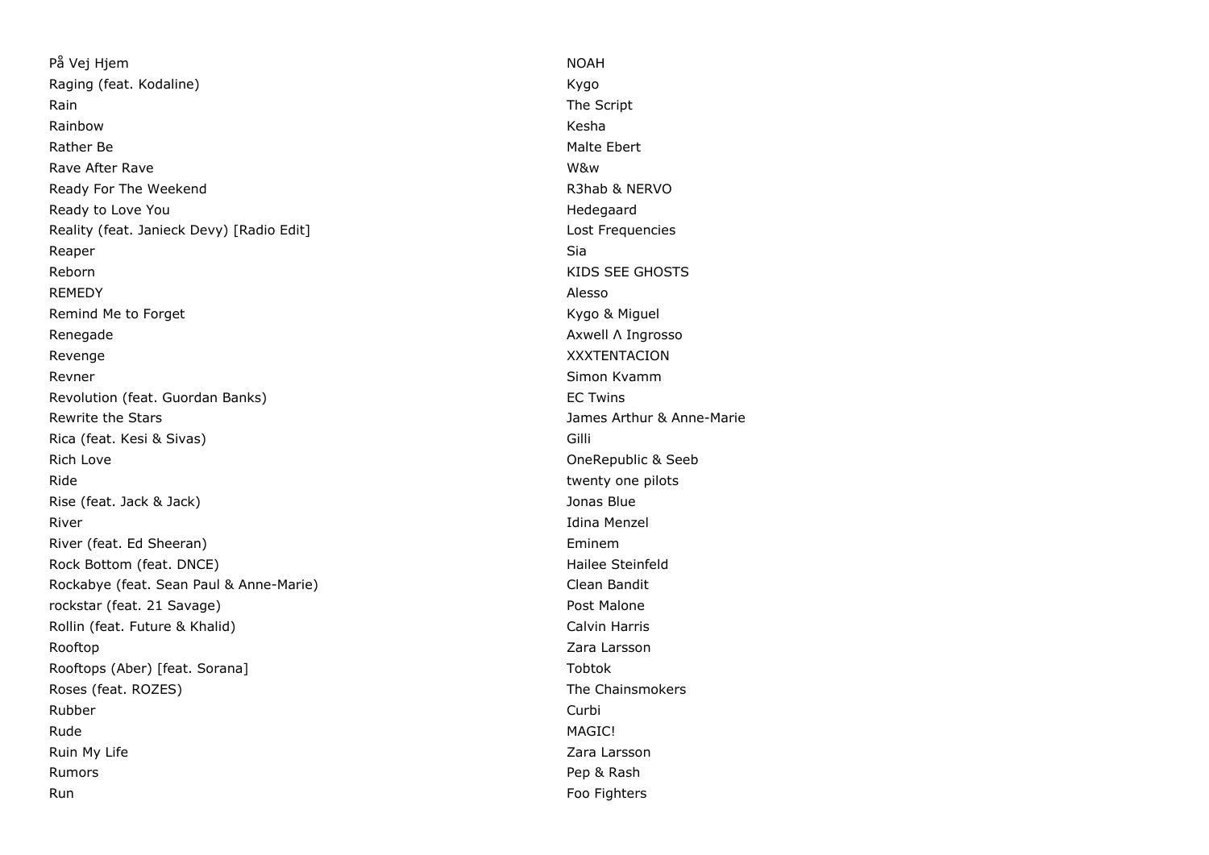| | |
|---|---|
| På Vej Hjem | NOAH |
| Raging (feat. Kodaline) | Kygo |
| Rain | The Script |
| Rainbow | Kesha |
| Rather Be | Malte Ebert |
| Rave After Rave | W&w |
| Ready For The Weekend | R3hab & NERVO |
| Ready to Love You | Hedegaard |
| Reality (feat. Janieck Devy) [Radio Edit] | Lost Frequencies |
| Reaper | Sia |
| Reborn | KIDS SEE GHOSTS |
| REMEDY | Alesso |
| Remind Me to Forget | Kygo & Miguel |
| Renegade | Axwell Λ Ingrosso |
| Revenge | XXXTENTACION |
| Revner | Simon Kvamm |
| Revolution (feat. Guordan Banks) | EC Twins |
| Rewrite the Stars | James Arthur & Anne-Marie |
| Rica (feat. Kesi & Sivas) | Gilli |
| Rich Love | OneRepublic & Seeb |
| Ride | twenty one pilots |
| Rise (feat. Jack & Jack) | Jonas Blue |
| River | Idina Menzel |
| River (feat. Ed Sheeran) | Eminem |
| Rock Bottom (feat. DNCE) | Hailee Steinfeld |
| Rockabye (feat. Sean Paul & Anne-Marie) | Clean Bandit |
| rockstar (feat. 21 Savage) | Post Malone |
| Rollin (feat. Future & Khalid) | Calvin Harris |
| Rooftop | Zara Larsson |
| Rooftops (Aber) [feat. Sorana] | Tobtok |
| Roses (feat. ROZES) | The Chainsmokers |
| Rubber | Curbi |
| Rude | MAGIC! |
| Ruin My Life | Zara Larsson |
| Rumors | Pep & Rash |
| Run | Foo Fighters |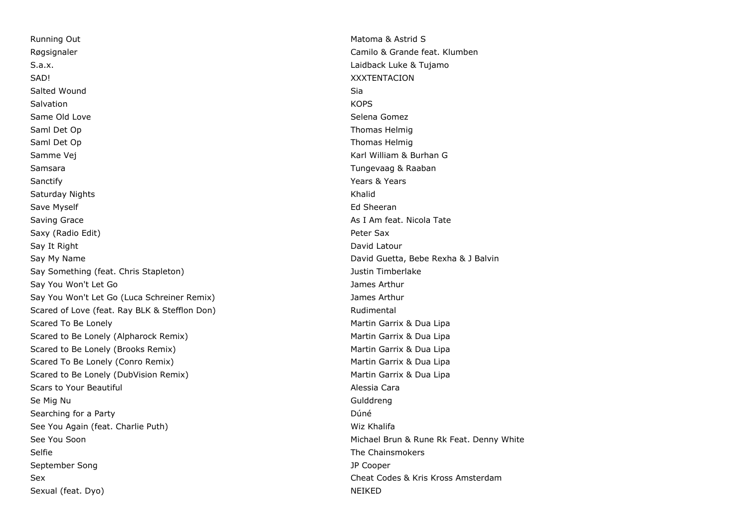| | |
|---|---|
| Running Out | Matoma & Astrid S |
| Røgsignaler | Camilo & Grande feat. Klumben |
| S.a.x. | Laidback Luke & Tujamo |
| SAD! | XXXTENTACION |
| Salted Wound | Sia |
| Salvation | KOPS |
| Same Old Love | Selena Gomez |
| Saml Det Op | Thomas Helmig |
| Saml Det Op | Thomas Helmig |
| Samme Vej | Karl William & Burhan G |
| Samsara | Tungevaag & Raaban |
| Sanctify | Years & Years |
| Saturday Nights | Khalid |
| Save Myself | Ed Sheeran |
| Saving Grace | As I Am feat. Nicola Tate |
| Saxy (Radio Edit) | Peter Sax |
| Say It Right | David Latour |
| Say My Name | David Guetta, Bebe Rexha & J Balvin |
| Say Something (feat. Chris Stapleton) | Justin Timberlake |
| Say You Won't Let Go | James Arthur |
| Say You Won't Let Go (Luca Schreiner Remix) | James Arthur |
| Scared of Love (feat. Ray BLK & Stefflon Don) | Rudimental |
| Scared To Be Lonely | Martin Garrix & Dua Lipa |
| Scared to Be Lonely (Alpharock Remix) | Martin Garrix & Dua Lipa |
| Scared to Be Lonely (Brooks Remix) | Martin Garrix & Dua Lipa |
| Scared To Be Lonely (Conro Remix) | Martin Garrix & Dua Lipa |
| Scared to Be Lonely (DubVision Remix) | Martin Garrix & Dua Lipa |
| Scars to Your Beautiful | Alessia Cara |
| Se Mig Nu | Gulddreng |
| Searching for a Party | Dúné |
| See You Again (feat. Charlie Puth) | Wiz Khalifa |
| See You Soon | Michael Brun & Rune Rk Feat. Denny White |
| Selfie | The Chainsmokers |
| September Song | JP Cooper |
| Sex | Cheat Codes & Kris Kross Amsterdam |
| Sexual (feat. Dyo) | NEIKED |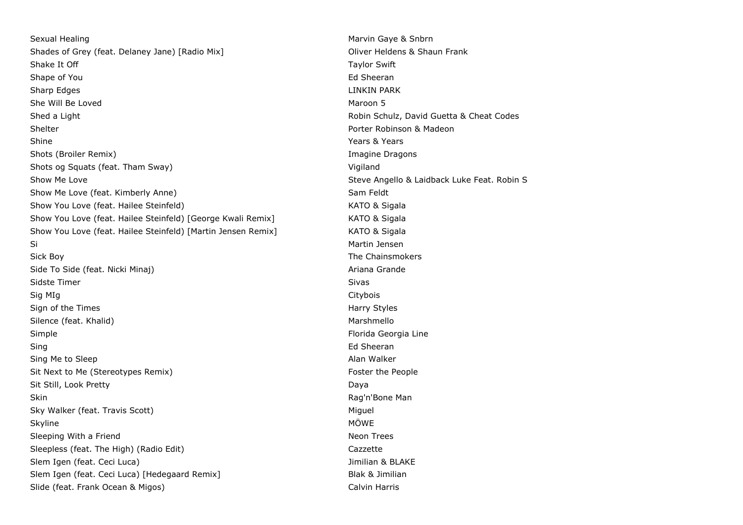| | |
|---|---|
| Sexual Healing | Marvin Gaye & Snbrn |
| Shades of Grey (feat. Delaney Jane) [Radio Mix] | Oliver Heldens & Shaun Frank |
| Shake It Off | Taylor Swift |
| Shape of You | Ed Sheeran |
| Sharp Edges | LINKIN PARK |
| She Will Be Loved | Maroon 5 |
| Shed a Light | Robin Schulz, David Guetta & Cheat Codes |
| Shelter | Porter Robinson & Madeon |
| Shine | Years & Years |
| Shots (Broiler Remix) | Imagine Dragons |
| Shots og Squats (feat. Tham Sway) | Vigiland |
| Show Me Love | Steve Angello & Laidback Luke Feat. Robin S |
| Show Me Love (feat. Kimberly Anne) | Sam Feldt |
| Show You Love (feat. Hailee Steinfeld) | KATO & Sigala |
| Show You Love (feat. Hailee Steinfeld) [George Kwali Remix] | KATO & Sigala |
| Show You Love (feat. Hailee Steinfeld) [Martin Jensen Remix] | KATO & Sigala |
| Si | Martin Jensen |
| Sick Boy | The Chainsmokers |
| Side To Side (feat. Nicki Minaj) | Ariana Grande |
| Sidste Timer | Sivas |
| Sig MIg | Citybois |
| Sign of the Times | Harry Styles |
| Silence (feat. Khalid) | Marshmello |
| Simple | Florida Georgia Line |
| Sing | Ed Sheeran |
| Sing Me to Sleep | Alan Walker |
| Sit Next to Me (Stereotypes Remix) | Foster the People |
| Sit Still, Look Pretty | Daya |
| Skin | Rag'n'Bone Man |
| Sky Walker (feat. Travis Scott) | Miguel |
| Skyline | MÖWE |
| Sleeping With a Friend | Neon Trees |
| Sleepless (feat. The High) (Radio Edit) | Cazzette |
| Slem Igen (feat. Ceci Luca) | Jimilian & BLAKE |
| Slem Igen (feat. Ceci Luca) [Hedegaard Remix] | Blak & Jimilian |
| Slide (feat. Frank Ocean & Migos) | Calvin Harris |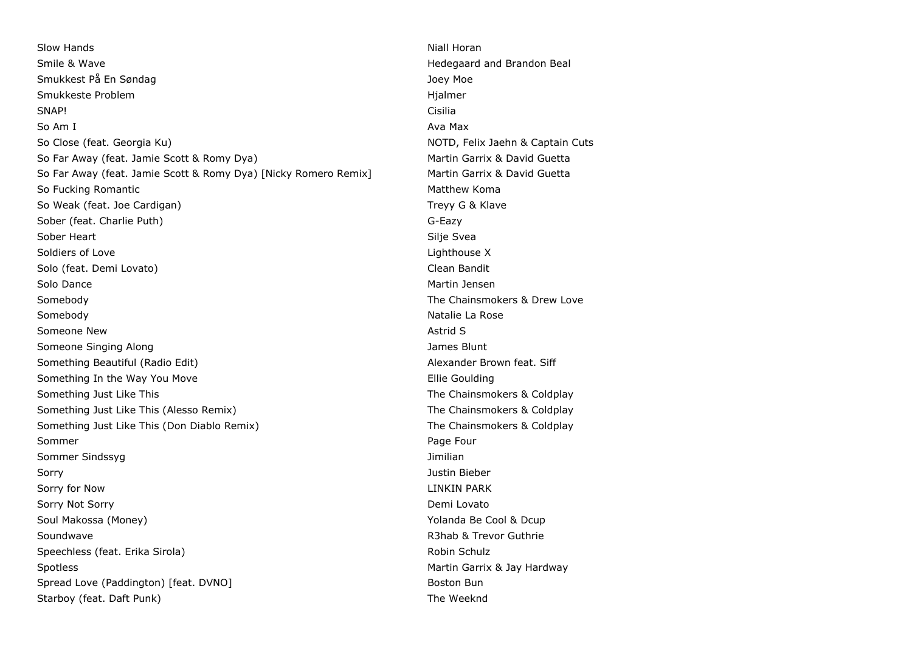| | |
|---|---|
| Slow Hands | Niall Horan |
| Smile & Wave | Hedegaard and Brandon Beal |
| Smukkest På En Søndag | Joey Moe |
| Smukkeste Problem | Hjalmer |
| SNAP! | Cisilia |
| So Am I | Ava Max |
| So Close (feat. Georgia Ku) | NOTD, Felix Jaehn & Captain Cuts |
| So Far Away (feat. Jamie Scott & Romy Dya) | Martin Garrix & David Guetta |
| So Far Away (feat. Jamie Scott & Romy Dya) [Nicky Romero Remix] | Martin Garrix & David Guetta |
| So Fucking Romantic | Matthew Koma |
| So Weak (feat. Joe Cardigan) | Treyy G & Klave |
| Sober (feat. Charlie Puth) | G-Eazy |
| Sober Heart | Silje Svea |
| Soldiers of Love | Lighthouse X |
| Solo (feat. Demi Lovato) | Clean Bandit |
| Solo Dance | Martin Jensen |
| Somebody | The Chainsmokers & Drew Love |
| Somebody | Natalie La Rose |
| Someone New | Astrid S |
| Someone Singing Along | James Blunt |
| Something Beautiful (Radio Edit) | Alexander Brown feat. Siff |
| Something In the Way You Move | Ellie Goulding |
| Something Just Like This | The Chainsmokers & Coldplay |
| Something Just Like This (Alesso Remix) | The Chainsmokers & Coldplay |
| Something Just Like This (Don Diablo Remix) | The Chainsmokers & Coldplay |
| Sommer | Page Four |
| Sommer Sindssyg | Jimilian |
| Sorry | Justin Bieber |
| Sorry for Now | LINKIN PARK |
| Sorry Not Sorry | Demi Lovato |
| Soul Makossa (Money) | Yolanda Be Cool & Dcup |
| Soundwave | R3hab & Trevor Guthrie |
| Speechless (feat. Erika Sirola) | Robin Schulz |
| Spotless | Martin Garrix & Jay Hardway |
| Spread Love (Paddington) [feat. DVNO] | Boston Bun |
| Starboy (feat. Daft Punk) | The Weeknd |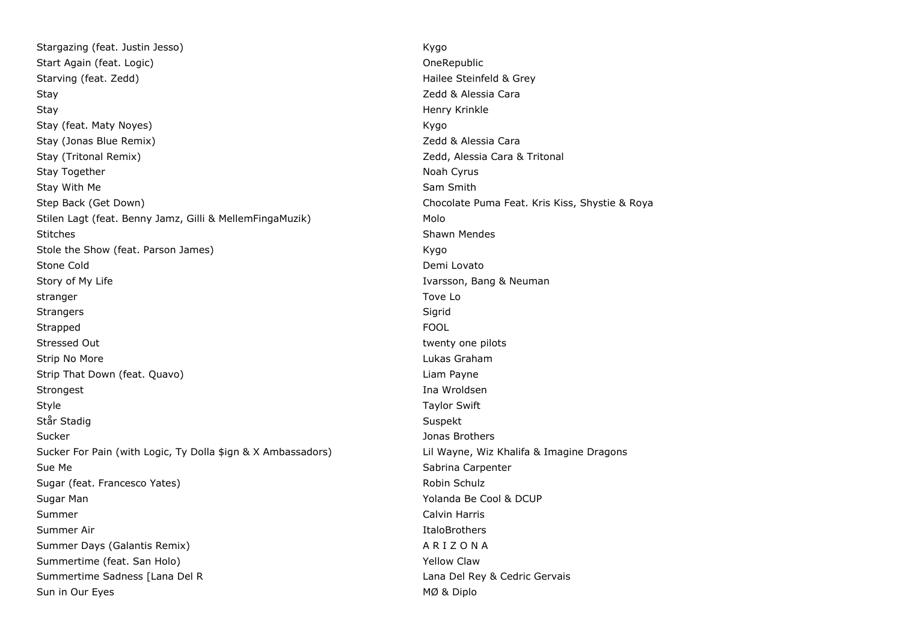| | |
|---|---|
| Stargazing (feat. Justin Jesso) | Kygo |
| Start Again (feat. Logic) | OneRepublic |
| Starving (feat. Zedd) | Hailee Steinfeld & Grey |
| Stay | Zedd & Alessia Cara |
| Stay | Henry Krinkle |
| Stay (feat. Maty Noyes) | Kygo |
| Stay (Jonas Blue Remix) | Zedd & Alessia Cara |
| Stay (Tritonal Remix) | Zedd, Alessia Cara & Tritonal |
| Stay Together | Noah Cyrus |
| Stay With Me | Sam Smith |
| Step Back (Get Down) | Chocolate Puma Feat. Kris Kiss, Shystie & Roya |
| Stilen Lagt (feat. Benny Jamz, Gilli & MellemFingaMuzik) | Molo |
| Stitches | Shawn Mendes |
| Stole the Show (feat. Parson James) | Kygo |
| Stone Cold | Demi Lovato |
| Story of My Life | Ivarsson, Bang & Neuman |
| stranger | Tove Lo |
| Strangers | Sigrid |
| Strapped | FOOL |
| Stressed Out | twenty one pilots |
| Strip No More | Lukas Graham |
| Strip That Down (feat. Quavo) | Liam Payne |
| Strongest | Ina Wroldsen |
| Style | Taylor Swift |
| Står Stadig | Suspekt |
| Sucker | Jonas Brothers |
| Sucker For Pain (with Logic, Ty Dolla $ign & X Ambassadors) | Lil Wayne, Wiz Khalifa & Imagine Dragons |
| Sue Me | Sabrina Carpenter |
| Sugar (feat. Francesco Yates) | Robin Schulz |
| Sugar Man | Yolanda Be Cool & DCUP |
| Summer | Calvin Harris |
| Summer Air | ItaloBrothers |
| Summer Days (Galantis Remix) | A R I Z O N A |
| Summertime (feat. San Holo) | Yellow Claw |
| Summertime Sadness [Lana Del R | Lana Del Rey & Cedric Gervais |
| Sun in Our Eyes | MØ & Diplo |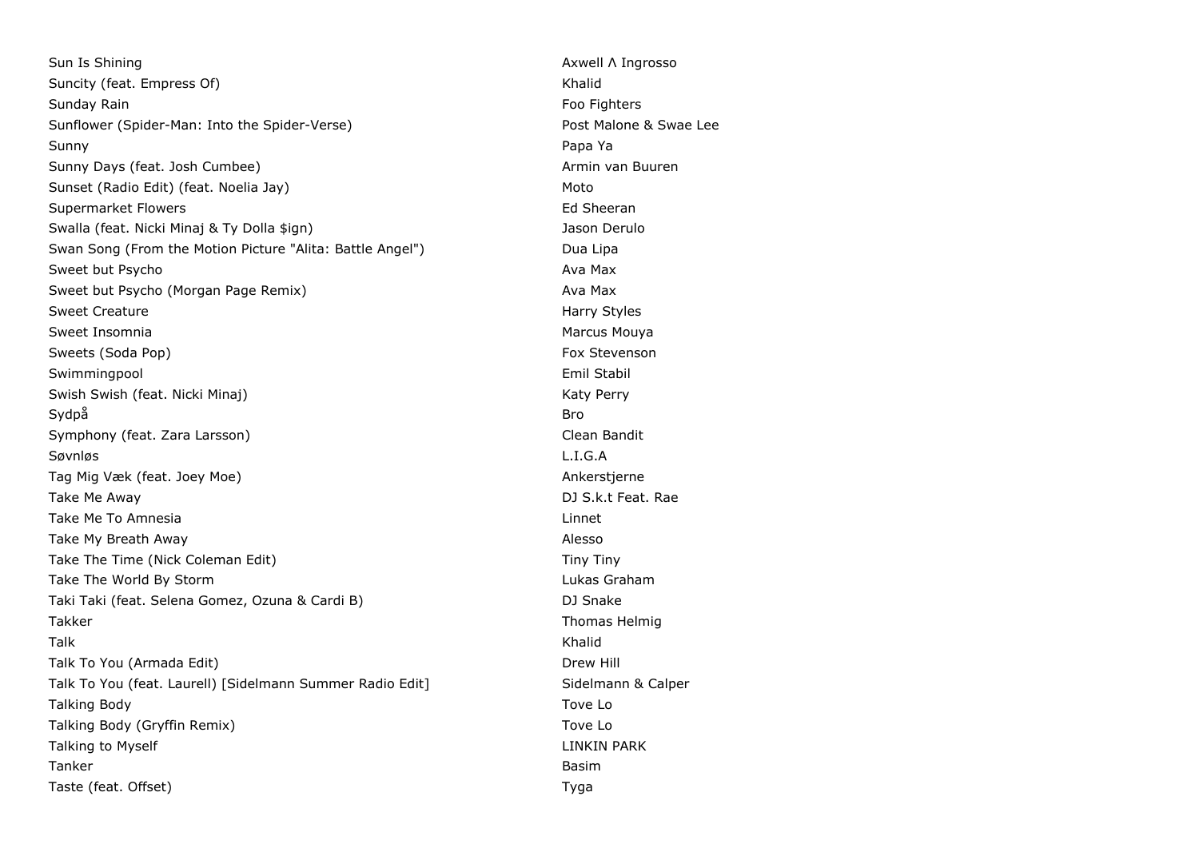| | |
|---|---|
| Sun Is Shining | Axwell Λ Ingrosso |
| Suncity (feat. Empress Of) | Khalid |
| Sunday Rain | Foo Fighters |
| Sunflower (Spider-Man: Into the Spider-Verse) | Post Malone & Swae Lee |
| Sunny | Papa Ya |
| Sunny Days (feat. Josh Cumbee) | Armin van Buuren |
| Sunset (Radio Edit) (feat. Noelia Jay) | Moto |
| Supermarket Flowers | Ed Sheeran |
| Swalla (feat. Nicki Minaj & Ty Dolla $ign) | Jason Derulo |
| Swan Song (From the Motion Picture "Alita: Battle Angel") | Dua Lipa |
| Sweet but Psycho | Ava Max |
| Sweet but Psycho (Morgan Page Remix) | Ava Max |
| Sweet Creature | Harry Styles |
| Sweet Insomnia | Marcus Mouya |
| Sweets (Soda Pop) | Fox Stevenson |
| Swimmingpool | Emil Stabil |
| Swish Swish (feat. Nicki Minaj) | Katy Perry |
| Sydpå | Bro |
| Symphony (feat. Zara Larsson) | Clean Bandit |
| Søvnløs | L.I.G.A |
| Tag Mig Væk (feat. Joey Moe) | Ankerstjerne |
| Take Me Away | DJ S.k.t Feat. Rae |
| Take Me To Amnesia | Linnet |
| Take My Breath Away | Alesso |
| Take The Time (Nick Coleman Edit) | Tiny Tiny |
| Take The World By Storm | Lukas Graham |
| Taki Taki (feat. Selena Gomez, Ozuna & Cardi B) | DJ Snake |
| Takker | Thomas Helmig |
| Talk | Khalid |
| Talk To You (Armada Edit) | Drew Hill |
| Talk To You (feat. Laurell) [Sidelmann Summer Radio Edit] | Sidelmann & Calper |
| Talking Body | Tove Lo |
| Talking Body (Gryffin Remix) | Tove Lo |
| Talking to Myself | LINKIN PARK |
| Tanker | Basim |
| Taste (feat. Offset) | Tyga |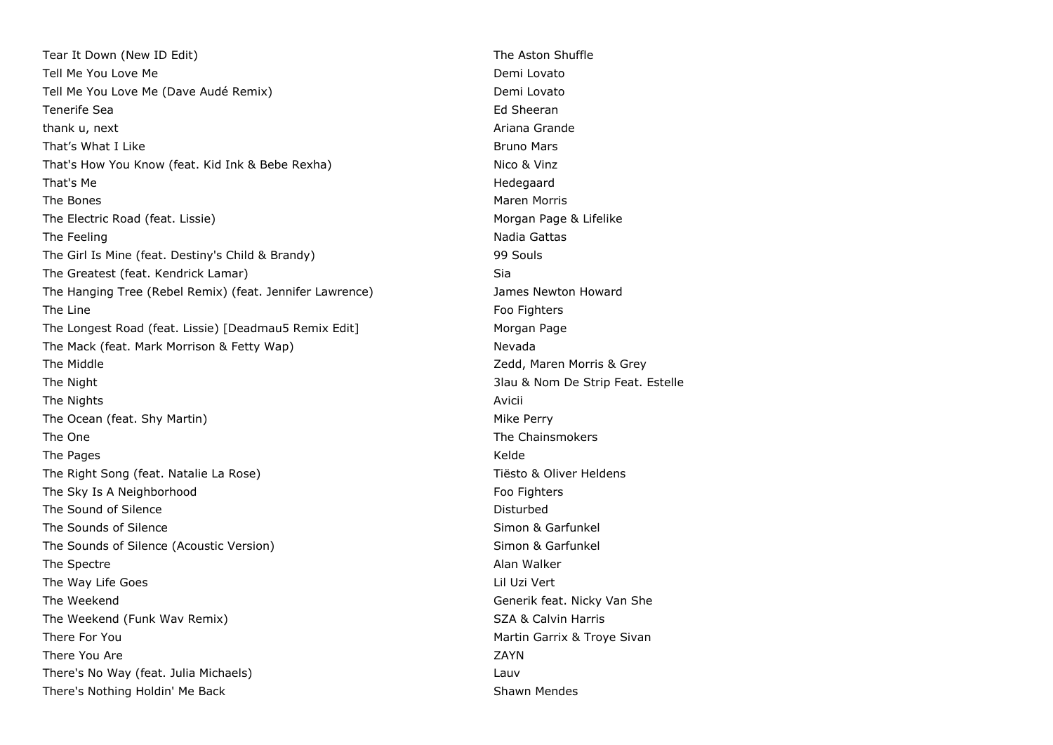| | |
|---|---|
| Tear It Down (New ID Edit) | The Aston Shuffle |
| Tell Me You Love Me | Demi Lovato |
| Tell Me You Love Me (Dave Audé Remix) | Demi Lovato |
| Tenerife Sea | Ed Sheeran |
| thank u, next | Ariana Grande |
| That’s What I Like | Bruno Mars |
| That's How You Know (feat. Kid Ink & Bebe Rexha) | Nico & Vinz |
| That's Me | Hedegaard |
| The Bones | Maren Morris |
| The Electric Road (feat. Lissie) | Morgan Page & Lifelike |
| The Feeling | Nadia Gattas |
| The Girl Is Mine (feat. Destiny's Child & Brandy) | 99 Souls |
| The Greatest (feat. Kendrick Lamar) | Sia |
| The Hanging Tree (Rebel Remix) (feat. Jennifer Lawrence) | James Newton Howard |
| The Line | Foo Fighters |
| The Longest Road (feat. Lissie) [Deadmau5 Remix Edit] | Morgan Page |
| The Mack (feat. Mark Morrison & Fetty Wap) | Nevada |
| The Middle | Zedd, Maren Morris & Grey |
| The Night | 3lau & Nom De Strip Feat. Estelle |
| The Nights | Avicii |
| The Ocean (feat. Shy Martin) | Mike Perry |
| The One | The Chainsmokers |
| The Pages | Kelde |
| The Right Song (feat. Natalie La Rose) | Tiësto & Oliver Heldens |
| The Sky Is A Neighborhood | Foo Fighters |
| The Sound of Silence | Disturbed |
| The Sounds of Silence | Simon & Garfunkel |
| The Sounds of Silence (Acoustic Version) | Simon & Garfunkel |
| The Spectre | Alan Walker |
| The Way Life Goes | Lil Uzi Vert |
| The Weekend | Generik feat. Nicky Van She |
| The Weekend (Funk Wav Remix) | SZA & Calvin Harris |
| There For You | Martin Garrix & Troye Sivan |
| There You Are | ZAYN |
| There's No Way (feat. Julia Michaels) | Lauv |
| There's Nothing Holdin' Me Back | Shawn Mendes |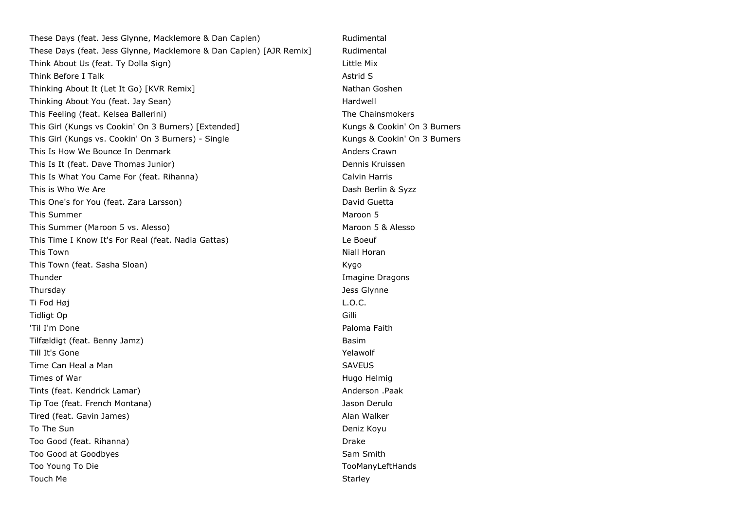| | |
|---|---|
| These Days (feat. Jess Glynne, Macklemore & Dan Caplen) | Rudimental |
| These Days (feat. Jess Glynne, Macklemore & Dan Caplen) [AJR Remix] | Rudimental |
| Think About Us (feat. Ty Dolla $ign) | Little Mix |
| Think Before I Talk | Astrid S |
| Thinking About It (Let It Go) [KVR Remix] | Nathan Goshen |
| Thinking About You (feat. Jay Sean) | Hardwell |
| This Feeling (feat. Kelsea Ballerini) | The Chainsmokers |
| This Girl (Kungs vs Cookin' On 3 Burners) [Extended] | Kungs & Cookin' On 3 Burners |
| This Girl (Kungs vs. Cookin' On 3 Burners) - Single | Kungs & Cookin' On 3 Burners |
| This Is How We Bounce In Denmark | Anders Crawn |
| This Is It (feat. Dave Thomas Junior) | Dennis Kruissen |
| This Is What You Came For (feat. Rihanna) | Calvin Harris |
| This is Who We Are | Dash Berlin & Syzz |
| This One's for You (feat. Zara Larsson) | David Guetta |
| This Summer | Maroon 5 |
| This Summer (Maroon 5 vs. Alesso) | Maroon 5 & Alesso |
| This Time I Know It's For Real (feat. Nadia Gattas) | Le Boeuf |
| This Town | Niall Horan |
| This Town (feat. Sasha Sloan) | Kygo |
| Thunder | Imagine Dragons |
| Thursday | Jess Glynne |
| Ti Fod Høj | L.O.C. |
| Tidligt Op | Gilli |
| 'Til I'm Done | Paloma Faith |
| Tilfældigt (feat. Benny Jamz) | Basim |
| Till It's Gone | Yelawolf |
| Time Can Heal a Man | SAVEUS |
| Times of War | Hugo Helmig |
| Tints (feat. Kendrick Lamar) | Anderson .Paak |
| Tip Toe (feat. French Montana) | Jason Derulo |
| Tired (feat. Gavin James) | Alan Walker |
| To The Sun | Deniz Koyu |
| Too Good (feat. Rihanna) | Drake |
| Too Good at Goodbyes | Sam Smith |
| Too Young To Die | TooManyLeftHands |
| Touch Me | Starley |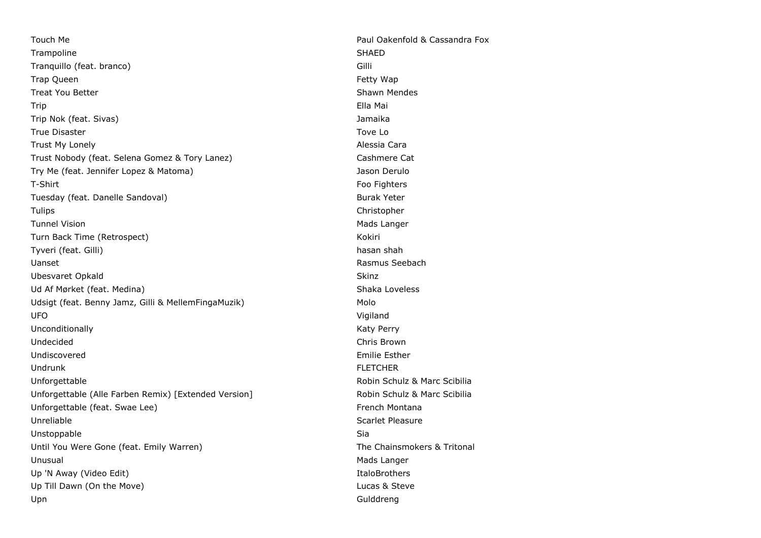| | |
|---|---|
| Touch Me | Paul Oakenfold & Cassandra Fox |
| Trampoline | SHAED |
| Tranquillo (feat. branco) | Gilli |
| Trap Queen | Fetty Wap |
| Treat You Better | Shawn Mendes |
| Trip | Ella Mai |
| Trip Nok (feat. Sivas) | Jamaika |
| True Disaster | Tove Lo |
| Trust My Lonely | Alessia Cara |
| Trust Nobody (feat. Selena Gomez & Tory Lanez) | Cashmere Cat |
| Try Me (feat. Jennifer Lopez & Matoma) | Jason Derulo |
| T-Shirt | Foo Fighters |
| Tuesday (feat. Danelle Sandoval) | Burak Yeter |
| Tulips | Christopher |
| Tunnel Vision | Mads Langer |
| Turn Back Time (Retrospect) | Kokiri |
| Tyveri (feat. Gilli) | hasan shah |
| Uanset | Rasmus Seebach |
| Ubesvaret Opkald | Skinz |
| Ud Af Mørket (feat. Medina) | Shaka Loveless |
| Udsigt (feat. Benny Jamz, Gilli & MellemFingaMuzik) | Molo |
| UFO | Vigiland |
| Unconditionally | Katy Perry |
| Undecided | Chris Brown |
| Undiscovered | Emilie Esther |
| Undrunk | FLETCHER |
| Unforgettable | Robin Schulz & Marc Scibilia |
| Unforgettable (Alle Farben Remix) [Extended Version] | Robin Schulz & Marc Scibilia |
| Unforgettable (feat. Swae Lee) | French Montana |
| Unreliable | Scarlet Pleasure |
| Unstoppable | Sia |
| Until You Were Gone (feat. Emily Warren) | The Chainsmokers & Tritonal |
| Unusual | Mads Langer |
| Up 'N Away (Video Edit) | ItaloBrothers |
| Up Till Dawn (On the Move) | Lucas & Steve |
| Upn | Gulddreng |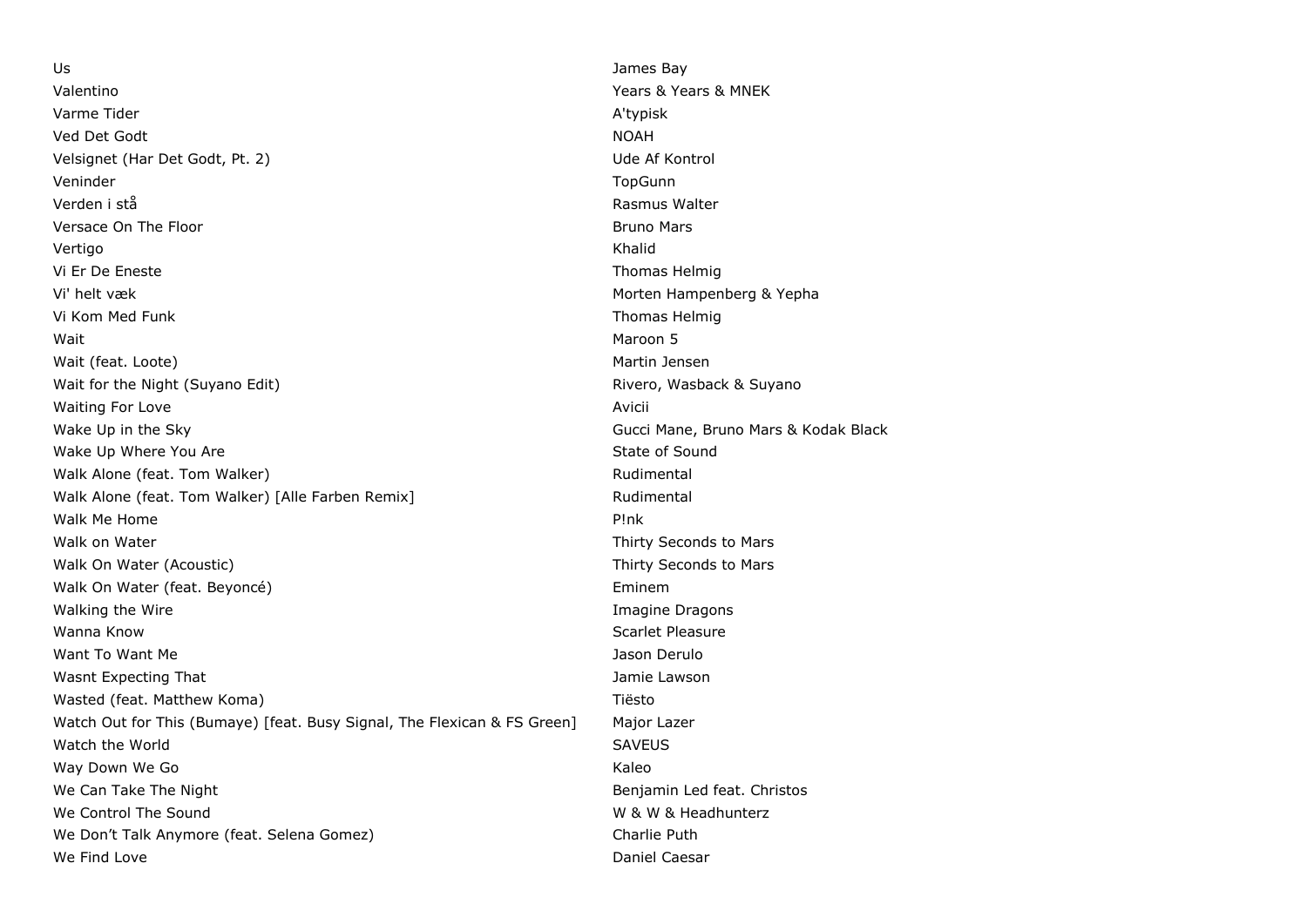| | |
|---|---|
| Us | James Bay |
| Valentino | Years & Years & MNEK |
| Varme Tider | A'typisk |
| Ved Det Godt | NOAH |
| Velsignet (Har Det Godt, Pt. 2) | Ude Af Kontrol |
| Veninder | TopGunn |
| Verden i stå | Rasmus Walter |
| Versace On The Floor | Bruno Mars |
| Vertigo | Khalid |
| Vi Er De Eneste | Thomas Helmig |
| Vi' helt væk | Morten Hampenberg & Yepha |
| Vi Kom Med Funk | Thomas Helmig |
| Wait | Maroon 5 |
| Wait (feat. Loote) | Martin Jensen |
| Wait for the Night (Suyano Edit) | Rivero, Wasback & Suyano |
| Waiting For Love | Avicii |
| Wake Up in the Sky | Gucci Mane, Bruno Mars & Kodak Black |
| Wake Up Where You Are | State of Sound |
| Walk Alone (feat. Tom Walker) | Rudimental |
| Walk Alone (feat. Tom Walker) [Alle Farben Remix] | Rudimental |
| Walk Me Home | P!nk |
| Walk on Water | Thirty Seconds to Mars |
| Walk On Water (Acoustic) | Thirty Seconds to Mars |
| Walk On Water (feat. Beyoncé) | Eminem |
| Walking the Wire | Imagine Dragons |
| Wanna Know | Scarlet Pleasure |
| Want To Want Me | Jason Derulo |
| Wasnt Expecting That | Jamie Lawson |
| Wasted (feat. Matthew Koma) | Tiësto |
| Watch Out for This (Bumaye) [feat. Busy Signal, The Flexican & FS Green] | Major Lazer |
| Watch the World | SAVEUS |
| Way Down We Go | Kaleo |
| We Can Take The Night | Benjamin Led feat. Christos |
| We Control The Sound | W & W & Headhunterz |
| We Don’t Talk Anymore (feat. Selena Gomez) | Charlie Puth |
| We Find Love | Daniel Caesar |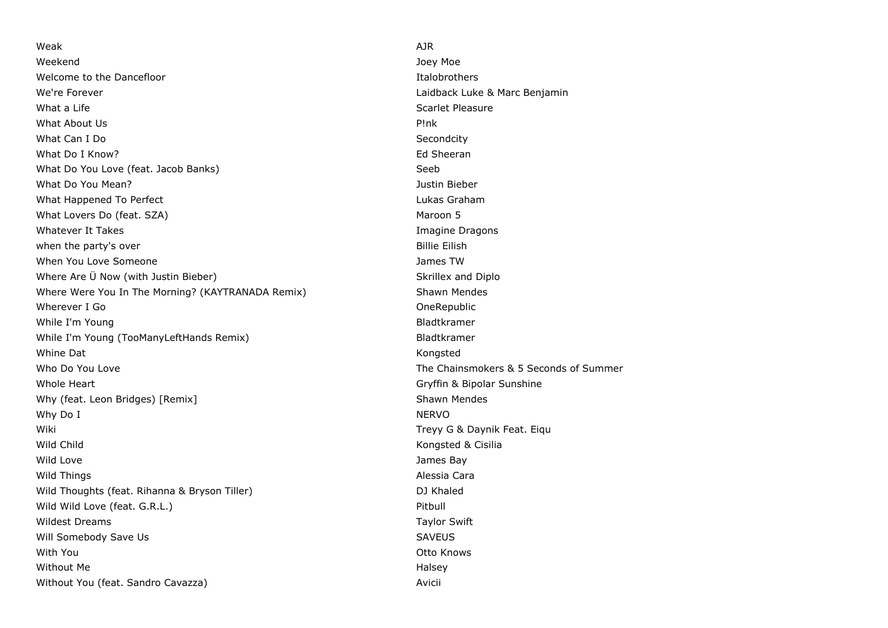| | |
|---|---|
| Weak | AJR |
| Weekend | Joey Moe |
| Welcome to the Dancefloor | Italobrothers |
| We're Forever | Laidback Luke & Marc Benjamin |
| What a Life | Scarlet Pleasure |
| What About Us | P!nk |
| What Can I Do | Secondcity |
| What Do I Know? | Ed Sheeran |
| What Do You Love (feat. Jacob Banks) | Seeb |
| What Do You Mean? | Justin Bieber |
| What Happened To Perfect | Lukas Graham |
| What Lovers Do (feat. SZA) | Maroon 5 |
| Whatever It Takes | Imagine Dragons |
| when the party's over | Billie Eilish |
| When You Love Someone | James TW |
| Where Are Ü Now (with Justin Bieber) | Skrillex and Diplo |
| Where Were You In The Morning? (KAYTRANADA Remix) | Shawn Mendes |
| Wherever I Go | OneRepublic |
| While I'm Young | Bladtkramer |
| While I'm Young (TooManyLeftHands Remix) | Bladtkramer |
| Whine Dat | Kongsted |
| Who Do You Love | The Chainsmokers & 5 Seconds of Summer |
| Whole Heart | Gryffin & Bipolar Sunshine |
| Why (feat. Leon Bridges) [Remix] | Shawn Mendes |
| Why Do I | NERVO |
| Wiki | Treyy G & Daynik Feat. Eiqu |
| Wild Child | Kongsted & Cisilia |
| Wild Love | James Bay |
| Wild Things | Alessia Cara |
| Wild Thoughts (feat. Rihanna & Bryson Tiller) | DJ Khaled |
| Wild Wild Love (feat. G.R.L.) | Pitbull |
| Wildest Dreams | Taylor Swift |
| Will Somebody Save Us | SAVEUS |
| With You | Otto Knows |
| Without Me | Halsey |
| Without You (feat. Sandro Cavazza) | Avicii |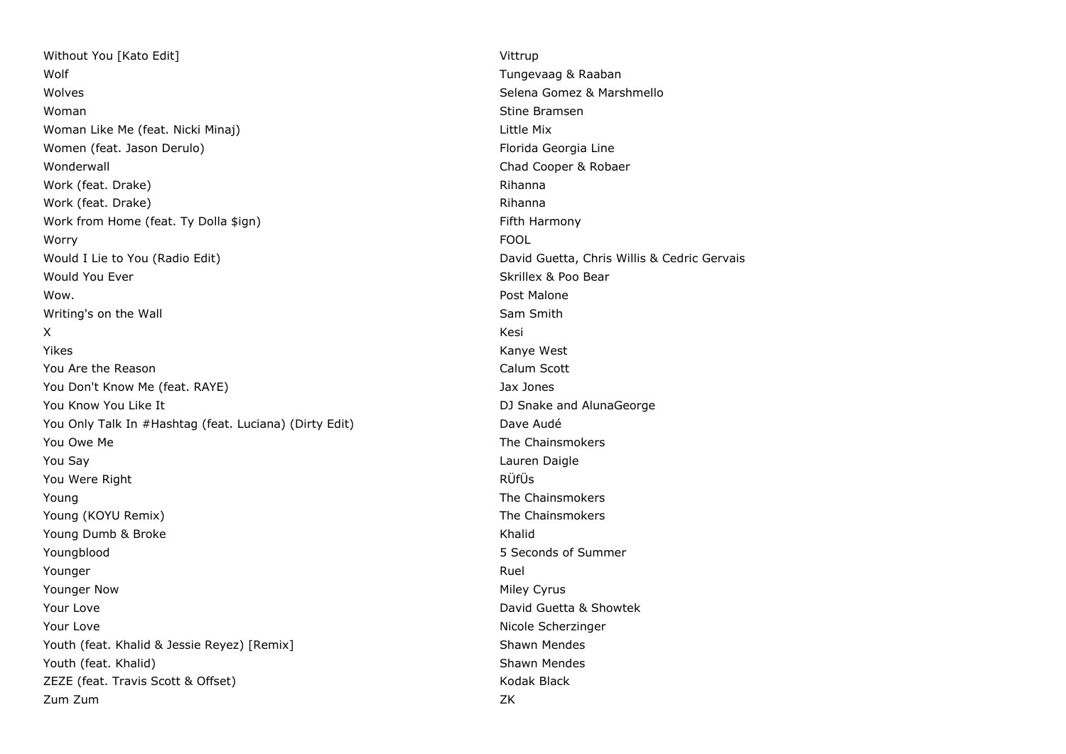| | |
|---|---|
| Without You [Kato Edit] | Vittrup |
| Wolf | Tungevaag & Raaban |
| Wolves | Selena Gomez & Marshmello |
| Woman | Stine Bramsen |
| Woman Like Me (feat. Nicki Minaj) | Little Mix |
| Women (feat. Jason Derulo) | Florida Georgia Line |
| Wonderwall | Chad Cooper & Robaer |
| Work (feat. Drake) | Rihanna |
| Work (feat. Drake) | Rihanna |
| Work from Home (feat. Ty Dolla $ign) | Fifth Harmony |
| Worry | FOOL |
| Would I Lie to You (Radio Edit) | David Guetta, Chris Willis & Cedric Gervais |
| Would You Ever | Skrillex & Poo Bear |
| Wow. | Post Malone |
| Writing's on the Wall | Sam Smith |
| X | Kesi |
| Yikes | Kanye West |
| You Are the Reason | Calum Scott |
| You Don't Know Me (feat. RAYE) | Jax Jones |
| You Know You Like It | DJ Snake and AlunaGeorge |
| You Only Talk In #Hashtag (feat. Luciana) (Dirty Edit) | Dave Audé |
| You Owe Me | The Chainsmokers |
| You Say | Lauren Daigle |
| You Were Right | RÜfÜs |
| Young | The Chainsmokers |
| Young (KOYU Remix) | The Chainsmokers |
| Young Dumb & Broke | Khalid |
| Youngblood | 5 Seconds of Summer |
| Younger | Ruel |
| Younger Now | Miley Cyrus |
| Your Love | David Guetta & Showtek |
| Your Love | Nicole Scherzinger |
| Youth (feat. Khalid & Jessie Reyez) [Remix] | Shawn Mendes |
| Youth (feat. Khalid) | Shawn Mendes |
| ZEZE (feat. Travis Scott & Offset) | Kodak Black |
| Zum Zum | ZK |